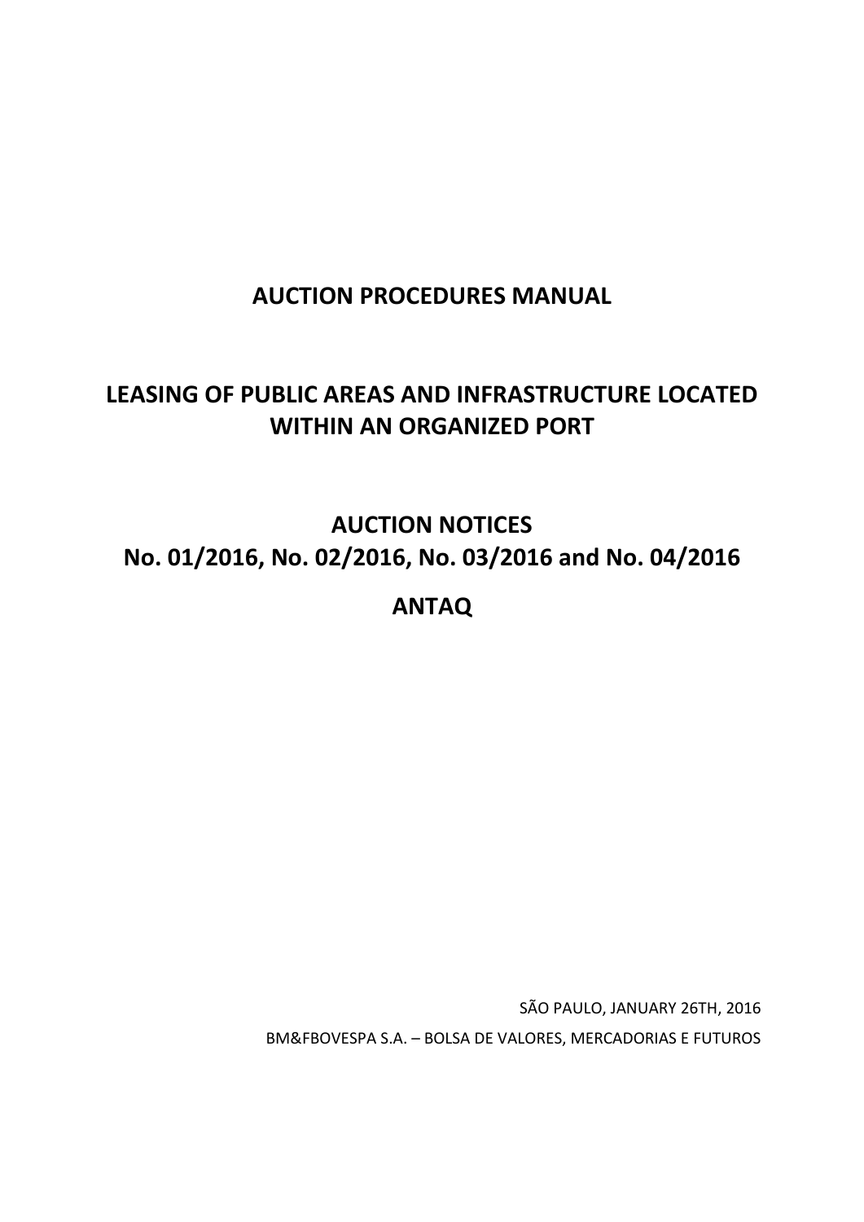# AUCTION PROCEDURES MANUAL

# LEASING OF PUBLIC AREAS AND INFRASTRUCTURE LOCATED WITHIN AN ORGANIZED PORT

# AUCTION NOTICES

# No. 01/2016, No. 02/2016, No. 03/2016 and No. 04/2016

# ANTAQ

SÃO PAULO, JANUARY 26TH, 2016

BM&FBOVESPA S.A. – BOLSA DE VALORES, MERCADORIAS E FUTUROS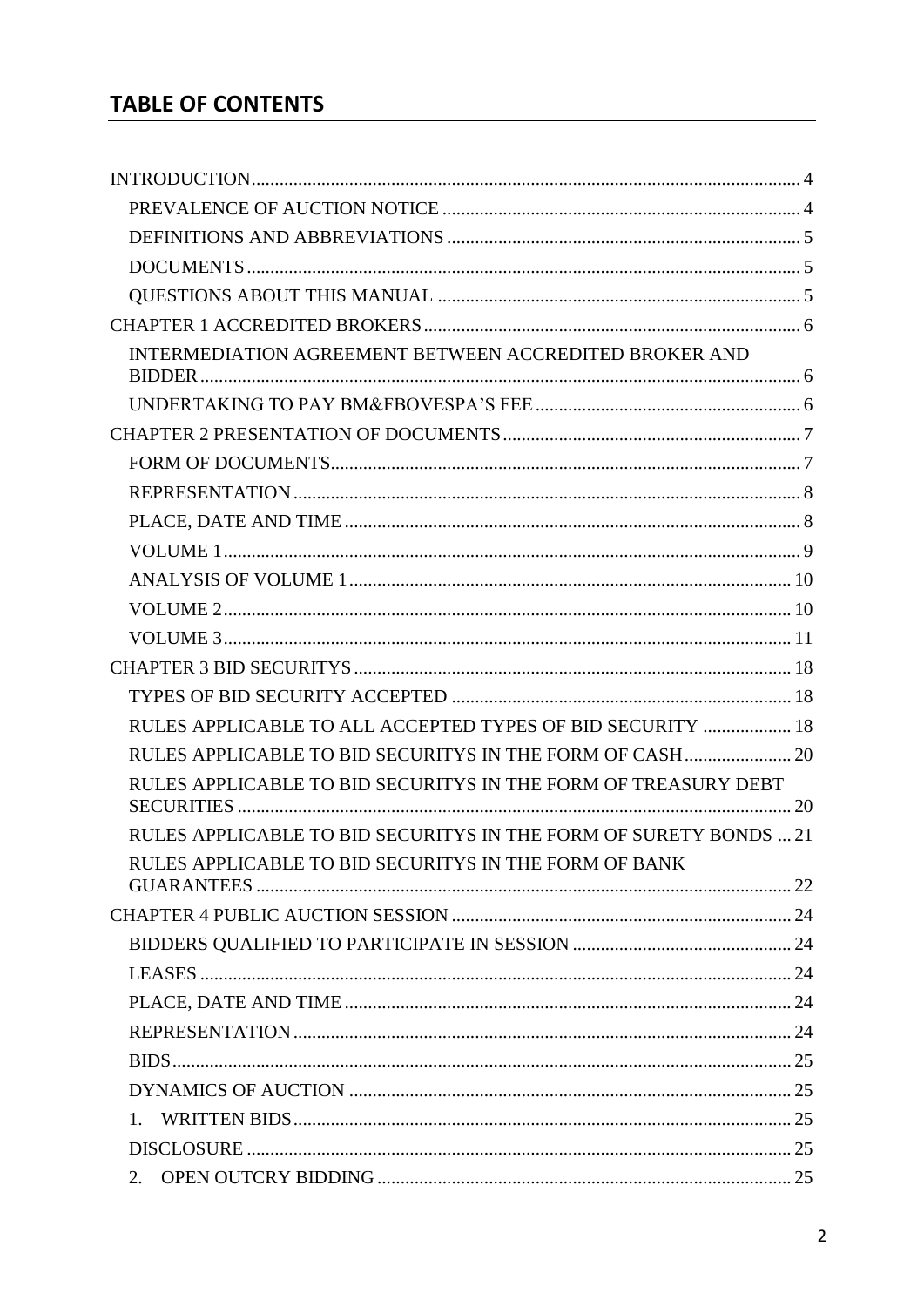## TABLE OF CONTENTS

INTRODUCTION ..... 4
- PREVALENCE OF AUCTION NOTICE ..... 4
- DEFINITIONS AND ABBREVIATIONS ..... 5
- DOCUMENTS ..... 5
- QUESTIONS ABOUT THIS MANUAL ..... 5

CHAPTER 1 ACCREDITED BROKERS ..... 6
- INTERMEDIATION AGREEMENT BETWEEN ACCREDITED BROKER AND BIDDER ..... 6
- UNDERTAKING TO PAY BM&FBOVESPA'S FEE ..... 6

CHAPTER 2 PRESENTATION OF DOCUMENTS ..... 7
- FORM OF DOCUMENTS ..... 7
- REPRESENTATION ..... 8
- PLACE, DATE AND TIME ..... 8
- VOLUME 1 ..... 9
- ANALYSIS OF VOLUME 1 ..... 10
- VOLUME 2 ..... 10
- VOLUME 3 ..... 11

CHAPTER 3 BID SECURITYS ..... 18
- TYPES OF BID SECURITY ACCEPTED ..... 18
- RULES APPLICABLE TO ALL ACCEPTED TYPES OF BID SECURITY ..... 18
- RULES APPLICABLE TO BID SECURITYS IN THE FORM OF CASH ..... 20
- RULES APPLICABLE TO BID SECURITYS IN THE FORM OF TREASURY DEBT SECURITIES ..... 20
- RULES APPLICABLE TO BID SECURITYS IN THE FORM OF SURETY BONDS ..... 21
- RULES APPLICABLE TO BID SECURITYS IN THE FORM OF BANK GUARANTEES ..... 22

CHAPTER 4 PUBLIC AUCTION SESSION ..... 24
- BIDDERS QUALIFIED TO PARTICIPATE IN SESSION ..... 24
- LEASES ..... 24
- PLACE, DATE AND TIME ..... 24
- REPRESENTATION ..... 24
- BIDS ..... 25
- DYNAMICS OF AUCTION ..... 25
- 1. WRITTEN BIDS ..... 25
- DISCLOSURE ..... 25
- 2. OPEN OUTCRY BIDDING ..... 25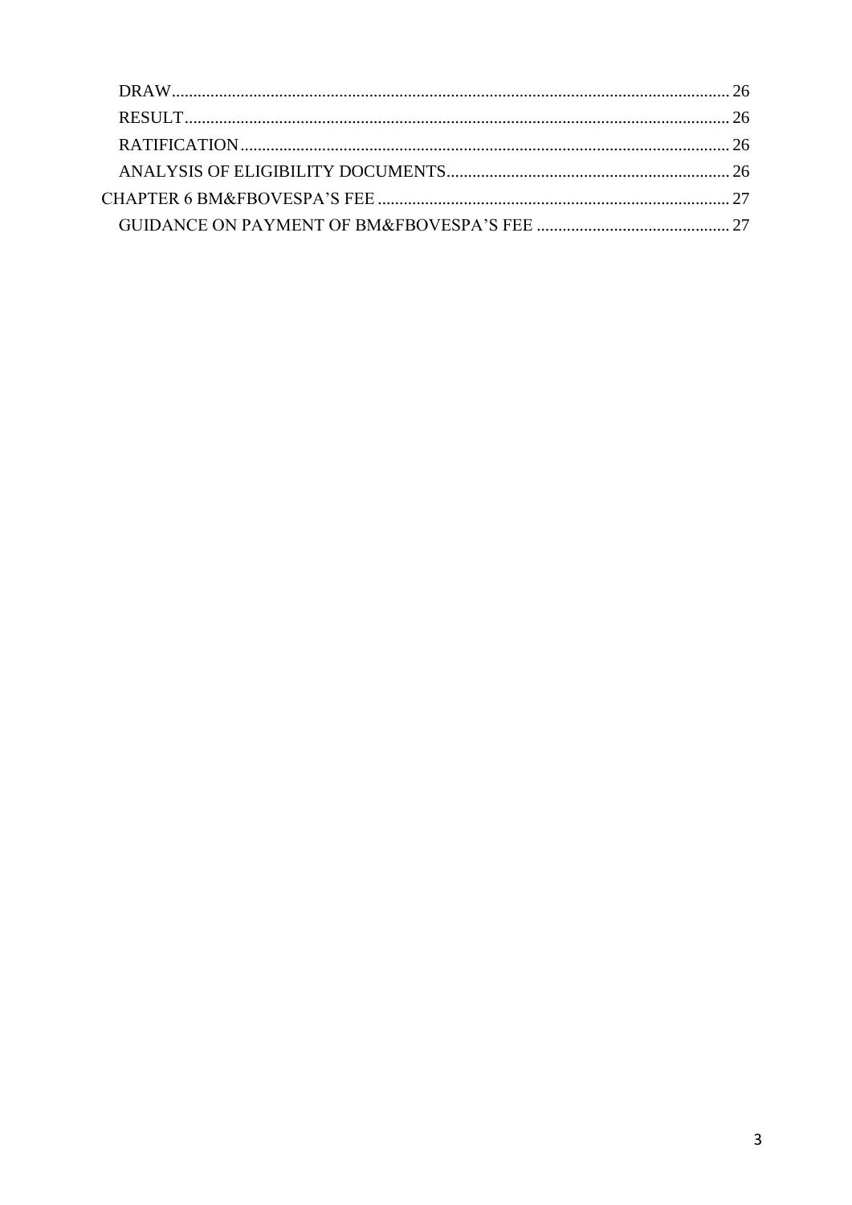DRAW ........................................................................................................................ 26
RESULT ..................................................................................................................... 26
RATIFICATION ........................................................................................................ 26
ANALYSIS OF ELIGIBILITY DOCUMENTS ............................................................ 26
CHAPTER 6 BM&FBOVESPA'S FEE ................................................................................ 27
GUIDANCE ON PAYMENT OF BM&FBOVESPA'S FEE .............................................. 27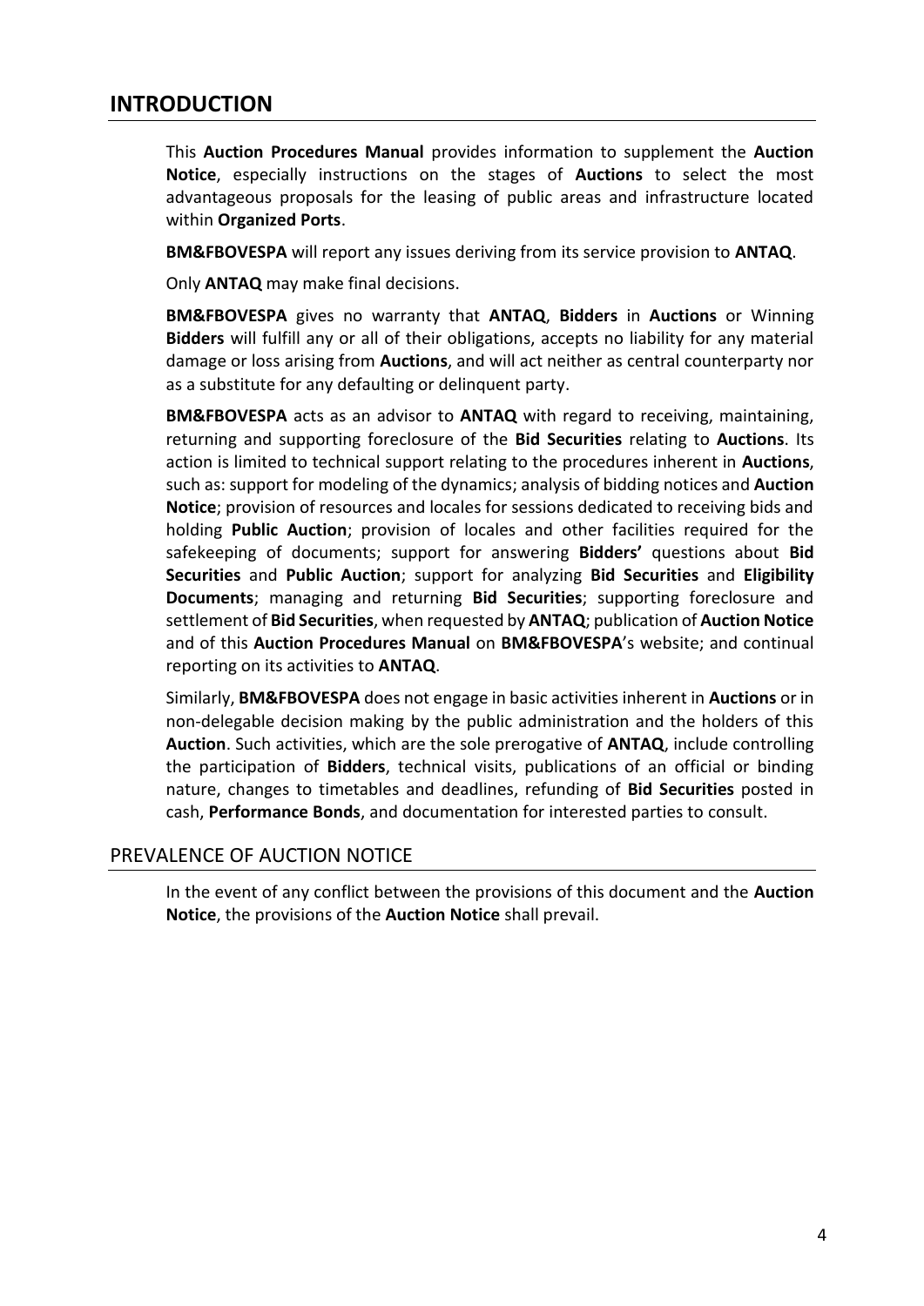# INTRODUCTION

This **Auction Procedures Manual** provides information to supplement the **Auction Notice**, especially instructions on the stages of **Auctions** to select the most advantageous proposals for the leasing of public areas and infrastructure located within **Organized Ports**.

**BM&FBOVESPA** will report any issues deriving from its service provision to **ANTAQ**.

Only **ANTAQ** may make final decisions.

**BM&FBOVESPA** gives no warranty that **ANTAQ**, **Bidders** in **Auctions** or Winning **Bidders** will fulfill any or all of their obligations, accepts no liability for any material damage or loss arising from **Auctions**, and will act neither as central counterparty nor as a substitute for any defaulting or delinquent party.

**BM&FBOVESPA** acts as an advisor to **ANTAQ** with regard to receiving, maintaining, returning and supporting foreclosure of the **Bid Securities** relating to **Auctions**. Its action is limited to technical support relating to the procedures inherent in **Auctions**, such as: support for modeling of the dynamics; analysis of bidding notices and **Auction Notice**; provision of resources and locales for sessions dedicated to receiving bids and holding **Public Auction**; provision of locales and other facilities required for the safekeeping of documents; support for answering **Bidders'** questions about **Bid Securities** and **Public Auction**; support for analyzing **Bid Securities** and **Eligibility Documents**; managing and returning **Bid Securities**; supporting foreclosure and settlement of **Bid Securities**, when requested by **ANTAQ**; publication of **Auction Notice** and of this **Auction Procedures Manual** on **BM&FBOVESPA**'s website; and continual reporting on its activities to **ANTAQ**.

Similarly, **BM&FBOVESPA** does not engage in basic activities inherent in **Auctions** or in non-delegable decision making by the public administration and the holders of this **Auction**. Such activities, which are the sole prerogative of **ANTAQ**, include controlling the participation of **Bidders**, technical visits, publications of an official or binding nature, changes to timetables and deadlines, refunding of **Bid Securities** posted in cash, **Performance Bonds**, and documentation for interested parties to consult.

## PREVALENCE OF AUCTION NOTICE

In the event of any conflict between the provisions of this document and the **Auction Notice**, the provisions of the **Auction Notice** shall prevail.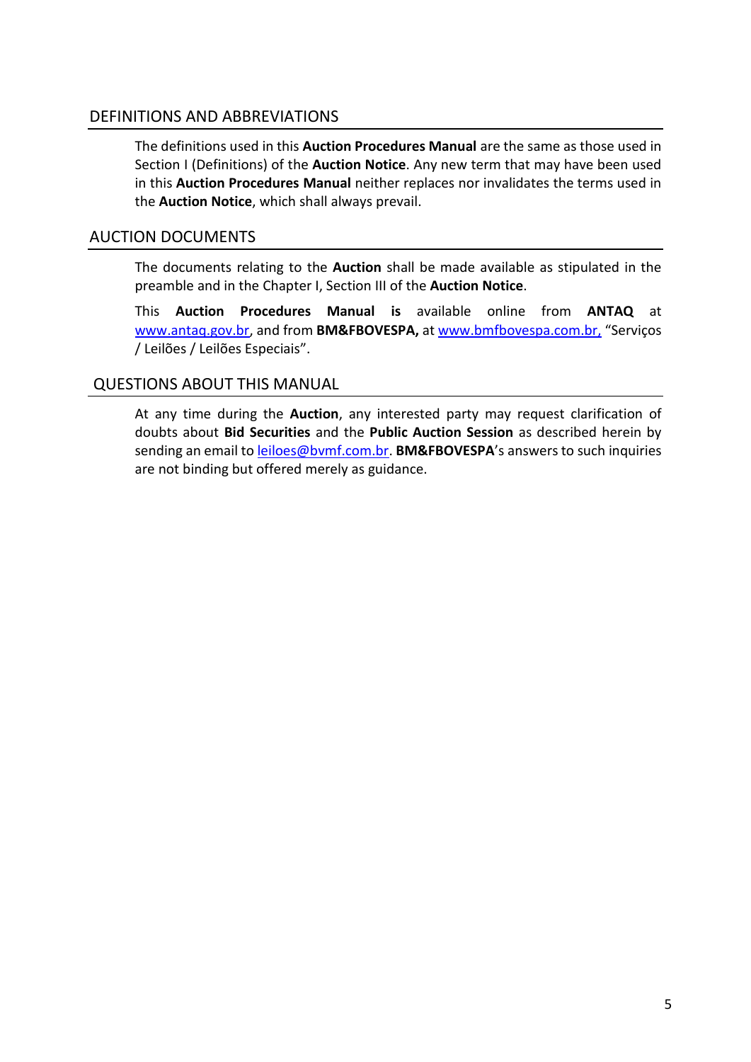## DEFINITIONS AND ABBREVIATIONS

The definitions used in this **Auction Procedures Manual** are the same as those used in Section I (Definitions) of the **Auction Notice**. Any new term that may have been used in this **Auction Procedures Manual** neither replaces nor invalidates the terms used in the **Auction Notice**, which shall always prevail.

## AUCTION DOCUMENTS

The documents relating to the **Auction** shall be made available as stipulated in the preamble and in the Chapter I, Section III of the **Auction Notice**.

This **Auction Procedures Manual is** available online from **ANTAQ** at www.antaq.gov.br, and from **BM&FBOVESPA,** at www.bmfbovespa.com.br, "Serviços / Leilões / Leilões Especiais".

## QUESTIONS ABOUT THIS MANUAL

At any time during the **Auction**, any interested party may request clarification of doubts about **Bid Securities** and the **Public Auction Session** as described herein by sending an email to leiloes@bvmf.com.br. **BM&FBOVESPA**'s answers to such inquiries are not binding but offered merely as guidance.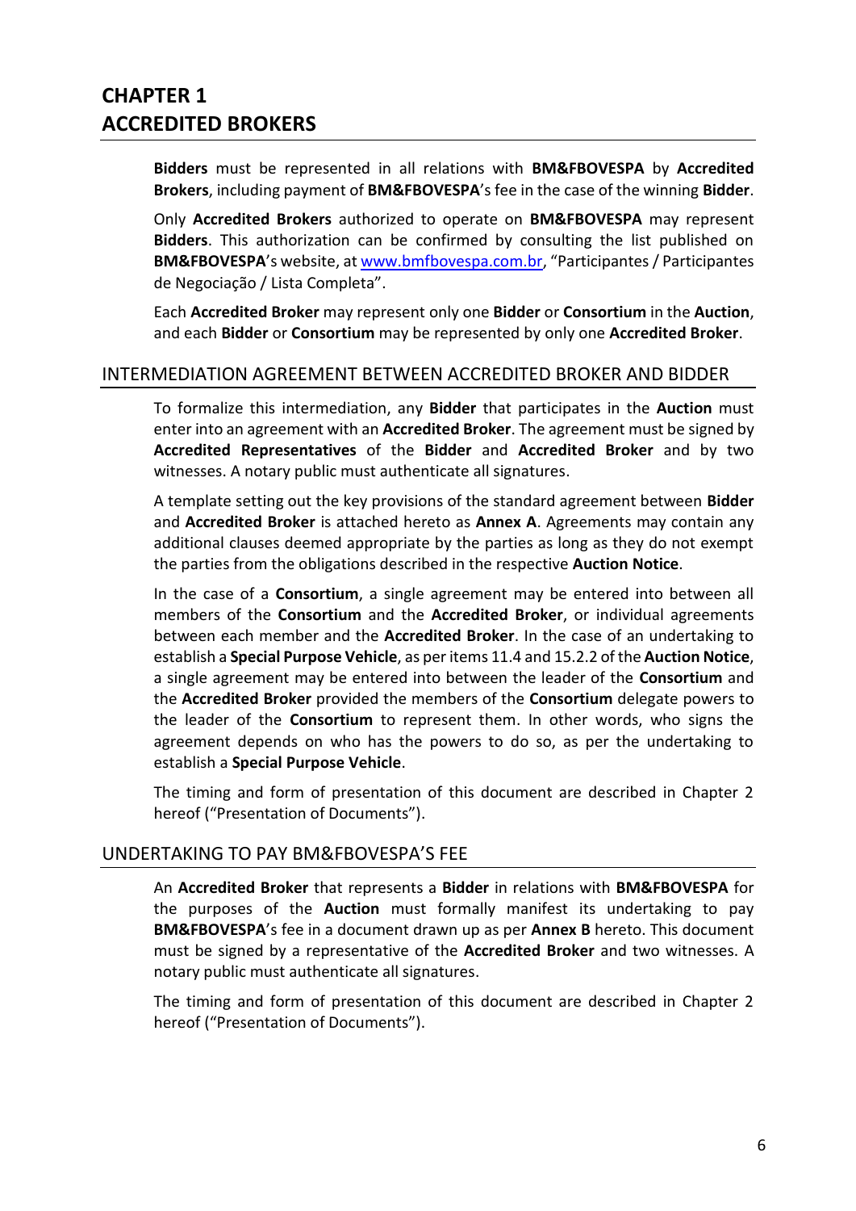# CHAPTER 1
# ACCREDITED BROKERS

**Bidders** must be represented in all relations with **BM&FBOVESPA** by **Accredited Brokers**, including payment of **BM&FBOVESPA**'s fee in the case of the winning **Bidder**.

Only **Accredited Brokers** authorized to operate on **BM&FBOVESPA** may represent **Bidders**. This authorization can be confirmed by consulting the list published on **BM&FBOVESPA**'s website, at www.bmfbovespa.com.br, "Participantes / Participantes de Negociação / Lista Completa".

Each **Accredited Broker** may represent only one **Bidder** or **Consortium** in the **Auction**, and each **Bidder** or **Consortium** may be represented by only one **Accredited Broker**.

## INTERMEDIATION AGREEMENT BETWEEN ACCREDITED BROKER AND BIDDER

To formalize this intermediation, any **Bidder** that participates in the **Auction** must enter into an agreement with an **Accredited Broker**. The agreement must be signed by **Accredited Representatives** of the **Bidder** and **Accredited Broker** and by two witnesses. A notary public must authenticate all signatures.

A template setting out the key provisions of the standard agreement between **Bidder** and **Accredited Broker** is attached hereto as **Annex A**. Agreements may contain any additional clauses deemed appropriate by the parties as long as they do not exempt the parties from the obligations described in the respective **Auction Notice**.

In the case of a **Consortium**, a single agreement may be entered into between all members of the **Consortium** and the **Accredited Broker**, or individual agreements between each member and the **Accredited Broker**. In the case of an undertaking to establish a **Special Purpose Vehicle**, as per items 11.4 and 15.2.2 of the **Auction Notice**, a single agreement may be entered into between the leader of the **Consortium** and the **Accredited Broker** provided the members of the **Consortium** delegate powers to the leader of the **Consortium** to represent them. In other words, who signs the agreement depends on who has the powers to do so, as per the undertaking to establish a **Special Purpose Vehicle**.

The timing and form of presentation of this document are described in Chapter 2 hereof ("Presentation of Documents").

## UNDERTAKING TO PAY BM&FBOVESPA'S FEE

An **Accredited Broker** that represents a **Bidder** in relations with **BM&FBOVESPA** for the purposes of the **Auction** must formally manifest its undertaking to pay **BM&FBOVESPA**'s fee in a document drawn up as per **Annex B** hereto. This document must be signed by a representative of the **Accredited Broker** and two witnesses. A notary public must authenticate all signatures.

The timing and form of presentation of this document are described in Chapter 2 hereof ("Presentation of Documents").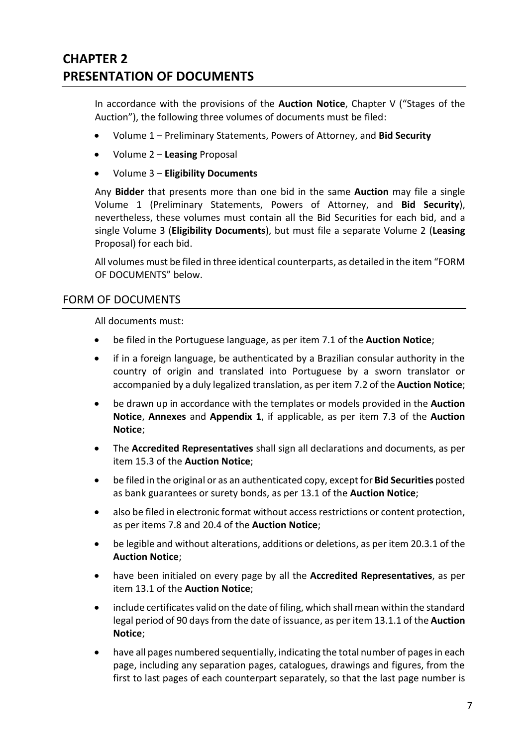# CHAPTER 2
# PRESENTATION OF DOCUMENTS

In accordance with the provisions of the **Auction Notice**, Chapter V ("Stages of the Auction"), the following three volumes of documents must be filed:

- Volume 1 – Preliminary Statements, Powers of Attorney, and **Bid Security**
- Volume 2 – **Leasing** Proposal
- Volume 3 – **Eligibility Documents**

Any **Bidder** that presents more than one bid in the same **Auction** may file a single Volume 1 (Preliminary Statements, Powers of Attorney, and **Bid Security**), nevertheless, these volumes must contain all the Bid Securities for each bid, and a single Volume 3 (**Eligibility Documents**), but must file a separate Volume 2 (**Leasing** Proposal) for each bid.

All volumes must be filed in three identical counterparts, as detailed in the item "FORM OF DOCUMENTS" below.

## FORM OF DOCUMENTS

All documents must:

- be filed in the Portuguese language, as per item 7.1 of the **Auction Notice**;
- if in a foreign language, be authenticated by a Brazilian consular authority in the country of origin and translated into Portuguese by a sworn translator or accompanied by a duly legalized translation, as per item 7.2 of the **Auction Notice**;
- be drawn up in accordance with the templates or models provided in the **Auction Notice**, **Annexes** and **Appendix 1**, if applicable, as per item 7.3 of the **Auction Notice**;
- The **Accredited Representatives** shall sign all declarations and documents, as per item 15.3 of the **Auction Notice**;
- be filed in the original or as an authenticated copy, except for **Bid Securities** posted as bank guarantees or surety bonds, as per 13.1 of the **Auction Notice**;
- also be filed in electronic format without access restrictions or content protection, as per items 7.8 and 20.4 of the **Auction Notice**;
- be legible and without alterations, additions or deletions, as per item 20.3.1 of the **Auction Notice**;
- have been initialed on every page by all the **Accredited Representatives**, as per item 13.1 of the **Auction Notice**;
- include certificates valid on the date of filing, which shall mean within the standard legal period of 90 days from the date of issuance, as per item 13.1.1 of the **Auction Notice**;
- have all pages numbered sequentially, indicating the total number of pages in each page, including any separation pages, catalogues, drawings and figures, from the first to last pages of each counterpart separately, so that the last page number is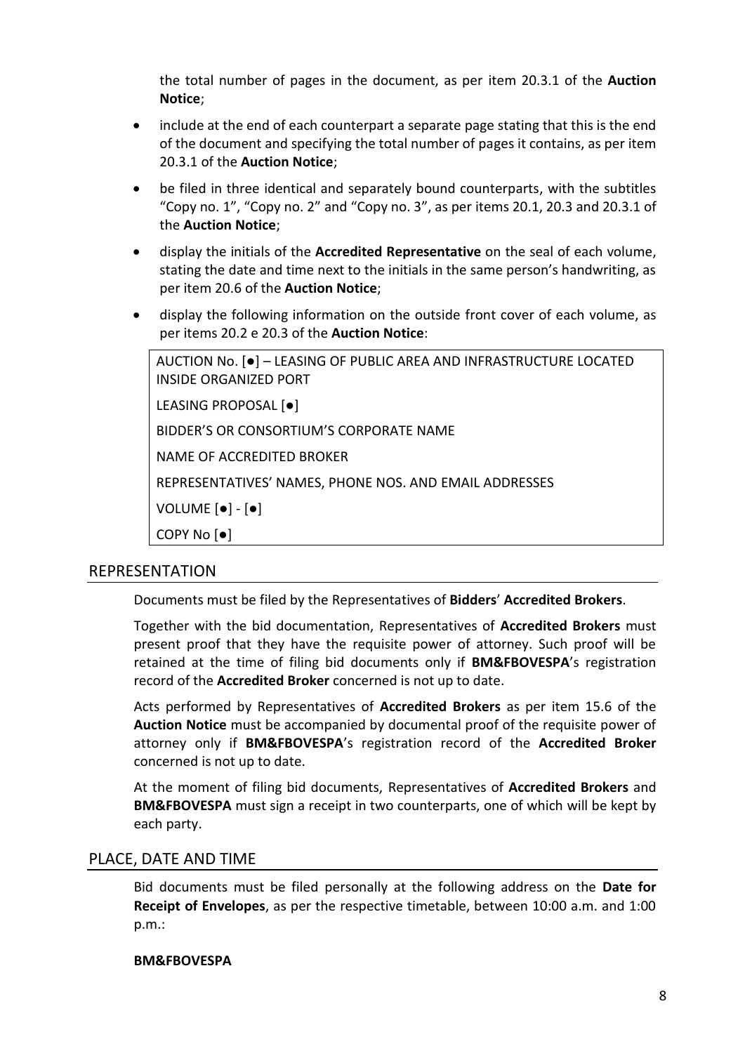the total number of pages in the document, as per item 20.3.1 of the **Auction Notice**;

- include at the end of each counterpart a separate page stating that this is the end of the document and specifying the total number of pages it contains, as per item 20.3.1 of the **Auction Notice**;
- be filed in three identical and separately bound counterparts, with the subtitles “Copy no. 1”, “Copy no. 2” and “Copy no. 3”, as per items 20.1, 20.3 and 20.3.1 of the **Auction Notice**;
- display the initials of the **Accredited Representative** on the seal of each volume, stating the date and time next to the initials in the same person’s handwriting, as per item 20.6 of the **Auction Notice**;
- display the following information on the outside front cover of each volume, as per items 20.2 e 20.3 of the **Auction Notice**:

| AUCTION No. [●] – LEASING OF PUBLIC AREA AND INFRASTRUCTURE LOCATED INSIDE ORGANIZED PORT |
|---|
| LEASING PROPOSAL [●] |
| BIDDER’S OR CONSORTIUM’S CORPORATE NAME |
| NAME OF ACCREDITED BROKER |
| REPRESENTATIVES’ NAMES, PHONE NOS. AND EMAIL ADDRESSES |
| VOLUME [●] - [●] |
| COPY No [●] |

## REPRESENTATION

Documents must be filed by the Representatives of **Bidders**’ **Accredited Brokers**.

Together with the bid documentation, Representatives of **Accredited Brokers** must present proof that they have the requisite power of attorney. Such proof will be retained at the time of filing bid documents only if **BM&FBOVESPA**’s registration record of the **Accredited Broker** concerned is not up to date.

Acts performed by Representatives of **Accredited Brokers** as per item 15.6 of the **Auction Notice** must be accompanied by documental proof of the requisite power of attorney only if **BM&FBOVESPA**’s registration record of the **Accredited Broker** concerned is not up to date.

At the moment of filing bid documents, Representatives of **Accredited Brokers** and **BM&FBOVESPA** must sign a receipt in two counterparts, one of which will be kept by each party.

## PLACE, DATE AND TIME

Bid documents must be filed personally at the following address on the **Date for Receipt of Envelopes**, as per the respective timetable, between 10:00 a.m. and 1:00 p.m.:

**BM&FBOVESPA**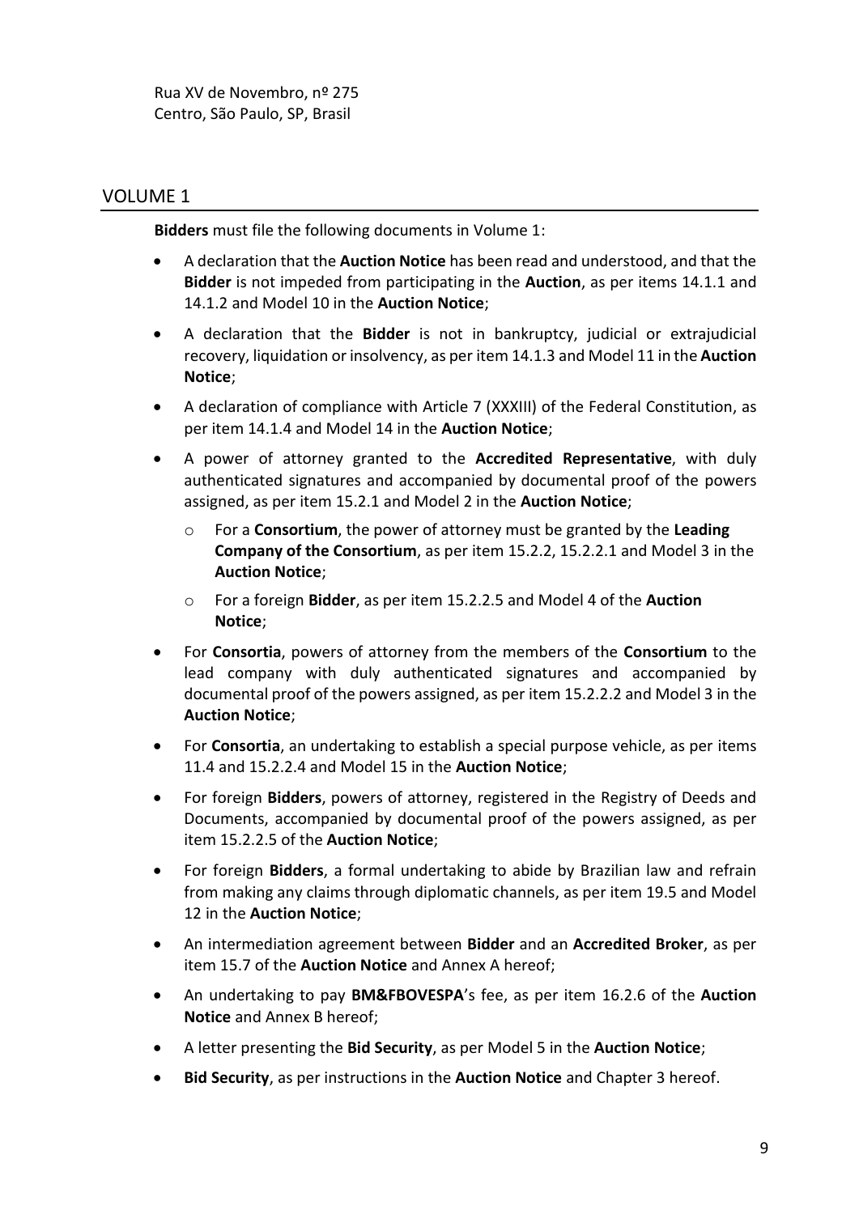Rua XV de Novembro, nº 275
Centro, São Paulo, SP, Brasil

## VOLUME 1

**Bidders** must file the following documents in Volume 1:

- A declaration that the **Auction Notice** has been read and understood, and that the **Bidder** is not impeded from participating in the **Auction**, as per items 14.1.1 and 14.1.2 and Model 10 in the **Auction Notice**;
- A declaration that the **Bidder** is not in bankruptcy, judicial or extrajudicial recovery, liquidation or insolvency, as per item 14.1.3 and Model 11 in the **Auction Notice**;
- A declaration of compliance with Article 7 (XXXIII) of the Federal Constitution, as per item 14.1.4 and Model 14 in the **Auction Notice**;
- A power of attorney granted to the **Accredited Representative**, with duly authenticated signatures and accompanied by documental proof of the powers assigned, as per item 15.2.1 and Model 2 in the **Auction Notice**;
  - For a **Consortium**, the power of attorney must be granted by the **Leading Company of the Consortium**, as per item 15.2.2, 15.2.2.1 and Model 3 in the **Auction Notice**;
  - For a foreign **Bidder**, as per item 15.2.2.5 and Model 4 of the **Auction Notice**;
- For **Consortia**, powers of attorney from the members of the **Consortium** to the lead company with duly authenticated signatures and accompanied by documental proof of the powers assigned, as per item 15.2.2.2 and Model 3 in the **Auction Notice**;
- For **Consortia**, an undertaking to establish a special purpose vehicle, as per items 11.4 and 15.2.2.4 and Model 15 in the **Auction Notice**;
- For foreign **Bidders**, powers of attorney, registered in the Registry of Deeds and Documents, accompanied by documental proof of the powers assigned, as per item 15.2.2.5 of the **Auction Notice**;
- For foreign **Bidders**, a formal undertaking to abide by Brazilian law and refrain from making any claims through diplomatic channels, as per item 19.5 and Model 12 in the **Auction Notice**;
- An intermediation agreement between **Bidder** and an **Accredited Broker**, as per item 15.7 of the **Auction Notice** and Annex A hereof;
- An undertaking to pay **BM&FBOVESPA**'s fee, as per item 16.2.6 of the **Auction Notice** and Annex B hereof;
- A letter presenting the **Bid Security**, as per Model 5 in the **Auction Notice**;
- **Bid Security**, as per instructions in the **Auction Notice** and Chapter 3 hereof.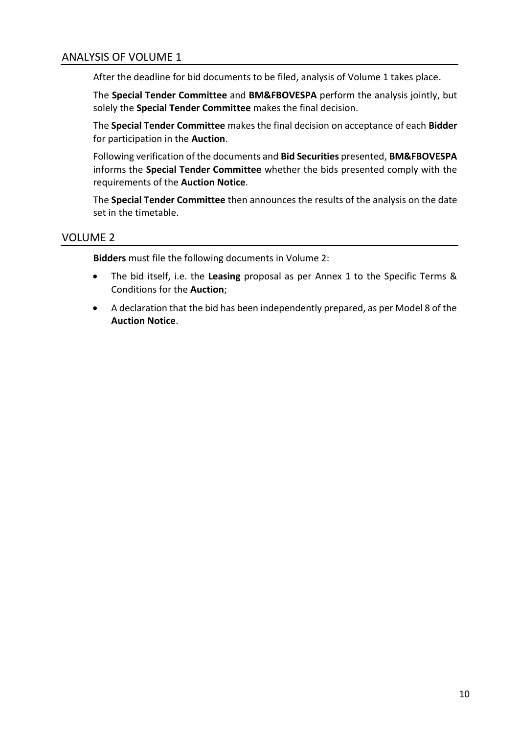## ANALYSIS OF VOLUME 1

After the deadline for bid documents to be filed, analysis of Volume 1 takes place.

The **Special Tender Committee** and **BM&FBOVESPA** perform the analysis jointly, but solely the **Special Tender Committee** makes the final decision.

The **Special Tender Committee** makes the final decision on acceptance of each **Bidder** for participation in the **Auction**.

Following verification of the documents and **Bid Securities** presented, **BM&FBOVESPA** informs the **Special Tender Committee** whether the bids presented comply with the requirements of the **Auction Notice**.

The **Special Tender Committee** then announces the results of the analysis on the date set in the timetable.

## VOLUME 2

**Bidders** must file the following documents in Volume 2:

- The bid itself, i.e. the **Leasing** proposal as per Annex 1 to the Specific Terms & Conditions for the **Auction**;
- A declaration that the bid has been independently prepared, as per Model 8 of the **Auction Notice**.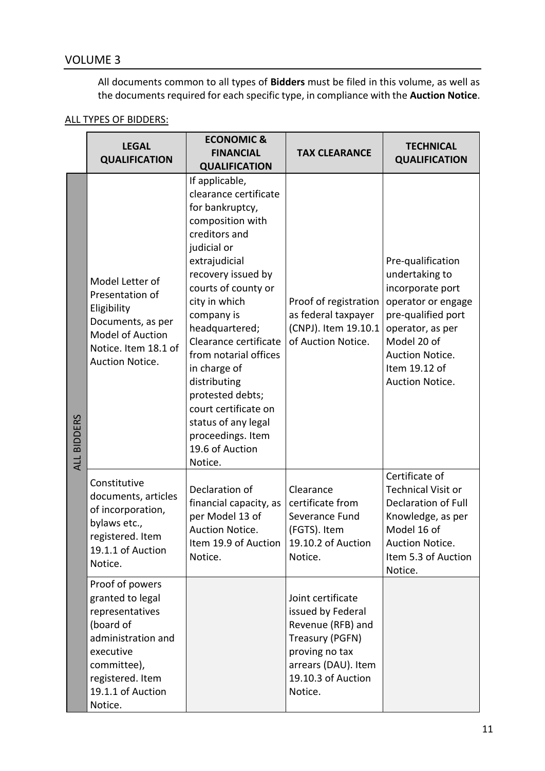## VOLUME 3

All documents common to all types of **Bidders** must be filed in this volume, as well as the documents required for each specific type, in compliance with the **Auction Notice**.

ALL TYPES OF BIDDERS:

| | LEGAL QUALIFICATION | ECONOMIC & FINANCIAL QUALIFICATION | TAX CLEARANCE | TECHNICAL QUALIFICATION |
|---|---|---|---|---|
| ALL BIDDERS | Model Letter of Presentation of Eligibility Documents, as per Model of Auction Notice. Item 18.1 of Auction Notice. | If applicable, clearance certificate for bankruptcy, composition with creditors and judicial or extrajudicial recovery issued by courts of county or city in which company is headquartered; Clearance certificate from notarial offices in charge of distributing protested debts; court certificate on status of any legal proceedings. Item 19.6 of Auction Notice. | Proof of registration as federal taxpayer (CNPJ). Item 19.10.1 of Auction Notice. | Pre-qualification undertaking to incorporate port operator or engage pre-qualified port operator, as per Model 20 of Auction Notice. Item 19.12 of Auction Notice. |
| | Constitutive documents, articles of incorporation, bylaws etc., registered. Item 19.1.1 of Auction Notice. | Declaration of financial capacity, as per Model 13 of Auction Notice. Item 19.9 of Auction Notice. | Clearance certificate from Severance Fund (FGTS). Item 19.10.2 of Auction Notice. | Certificate of Technical Visit or Declaration of Full Knowledge, as per Model 16 of Auction Notice. Item 5.3 of Auction Notice. |
| | Proof of powers granted to legal representatives (board of administration and executive committee), registered. Item 19.1.1 of Auction Notice. | | Joint certificate issued by Federal Revenue (RFB) and Treasury (PGFN) proving no tax arrears (DAU). Item 19.10.3 of Auction Notice. | |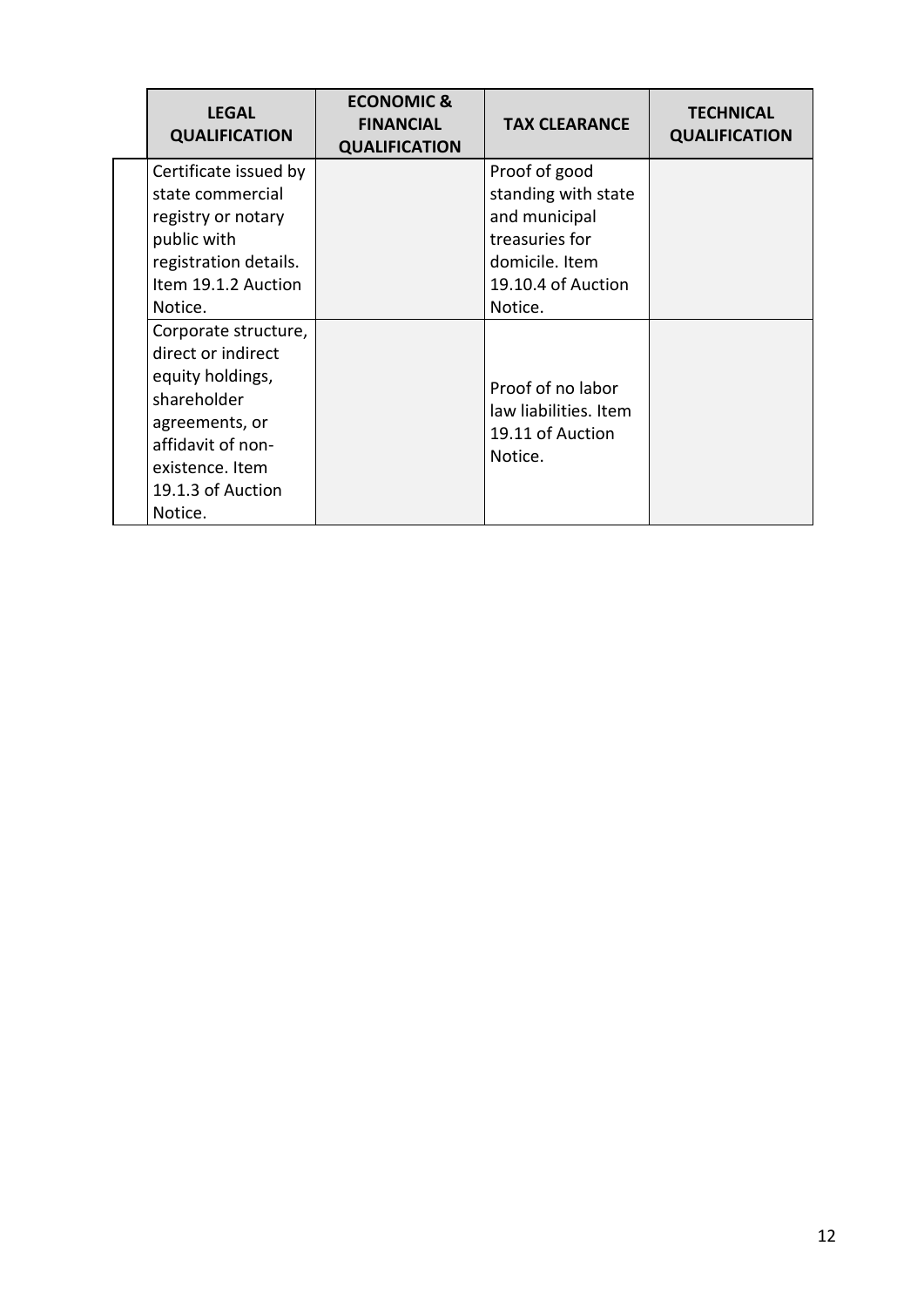| LEGAL QUALIFICATION | ECONOMIC & FINANCIAL QUALIFICATION | TAX CLEARANCE | TECHNICAL QUALIFICATION |
|---|---|---|---|
| Certificate issued by state commercial registry or notary public with registration details. Item 19.1.2 Auction Notice. | | Proof of good standing with state and municipal treasuries for domicile. Item 19.10.4 of Auction Notice. | |
| Corporate structure, direct or indirect equity holdings, shareholder agreements, or affidavit of non-existence. Item 19.1.3 of Auction Notice. | | Proof of no labor law liabilities. Item 19.11 of Auction Notice. | |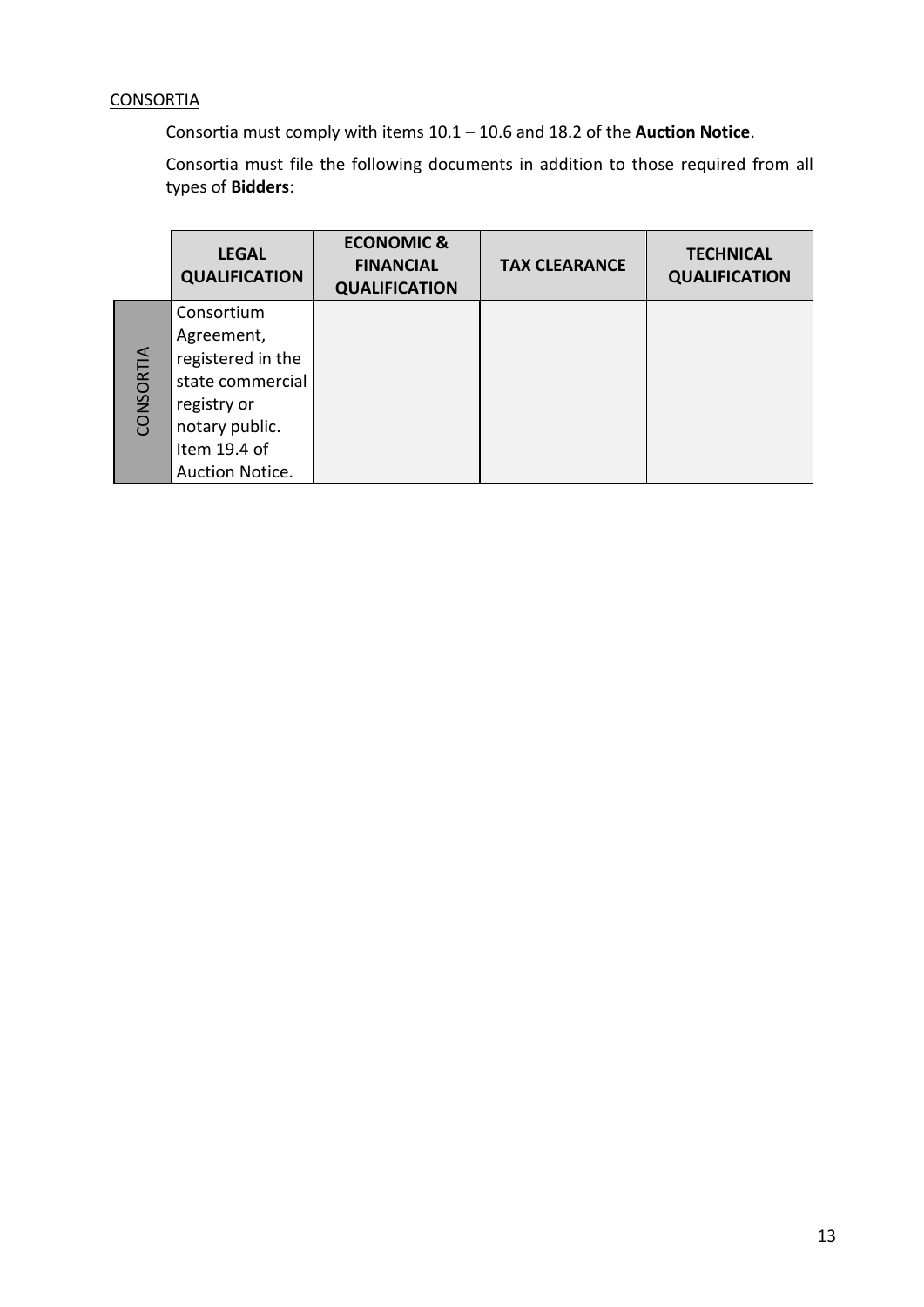CONSORTIA

Consortia must comply with items 10.1 – 10.6 and 18.2 of the **Auction Notice**.

Consortia must file the following documents in addition to those required from all types of **Bidders**:

| | **LEGAL QUALIFICATION** | **ECONOMIC & FINANCIAL QUALIFICATION** | **TAX CLEARANCE** | **TECHNICAL QUALIFICATION** |
|---|---|---|---|---|
| CONSORTIA | Consortium Agreement, registered in the state commercial registry or notary public. Item 19.4 of Auction Notice. | | | |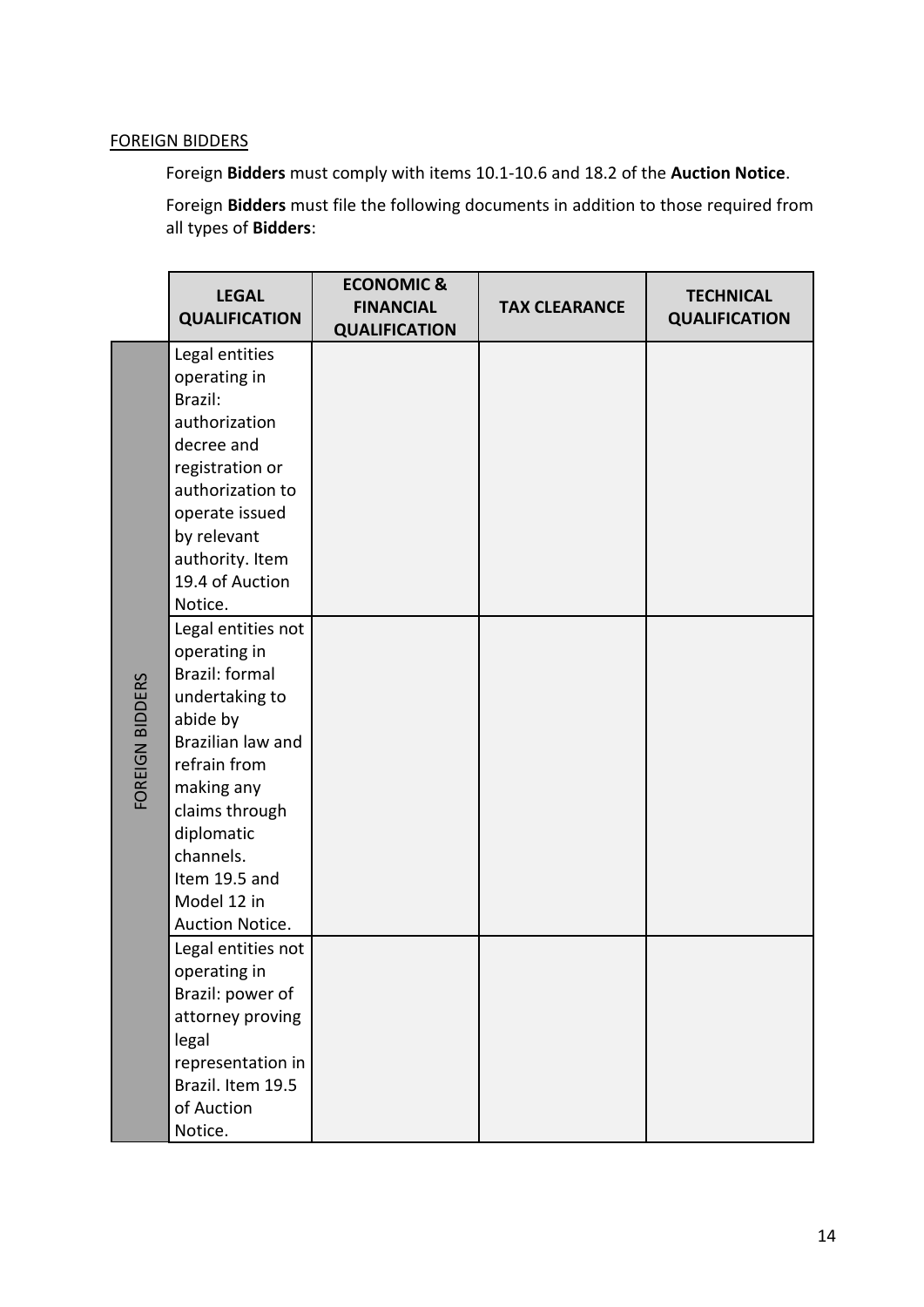FOREIGN BIDDERS

Foreign **Bidders** must comply with items 10.1-10.6 and 18.2 of the **Auction Notice**.

Foreign **Bidders** must file the following documents in addition to those required from all types of **Bidders**:

| | LEGAL QUALIFICATION | ECONOMIC & FINANCIAL QUALIFICATION | TAX CLEARANCE | TECHNICAL QUALIFICATION |
|---|---|---|---|---|
| FOREIGN BIDDERS | Legal entities operating in Brazil: authorization decree and registration or authorization to operate issued by relevant authority. Item 19.4 of Auction Notice. | | | |
| | Legal entities not operating in Brazil: formal undertaking to abide by Brazilian law and refrain from making any claims through diplomatic channels. Item 19.5 and Model 12 in Auction Notice. | | | |
| | Legal entities not operating in Brazil: power of attorney proving legal representation in Brazil. Item 19.5 of Auction Notice. | | | |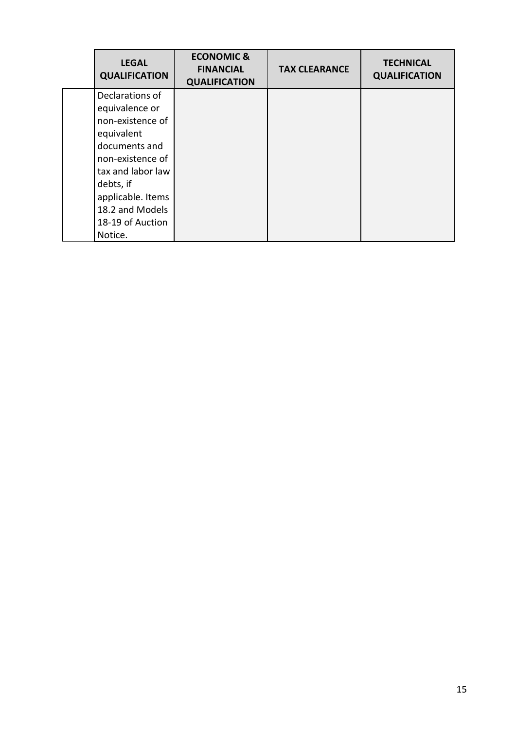| | LEGAL QUALIFICATION | ECONOMIC & FINANCIAL QUALIFICATION | TAX CLEARANCE | TECHNICAL QUALIFICATION |
|---|---|---|---|---|
| | Declarations of equivalence or non-existence of equivalent documents and non-existence of tax and labor law debts, if applicable. Items 18.2 and Models 18-19 of Auction Notice. | | | |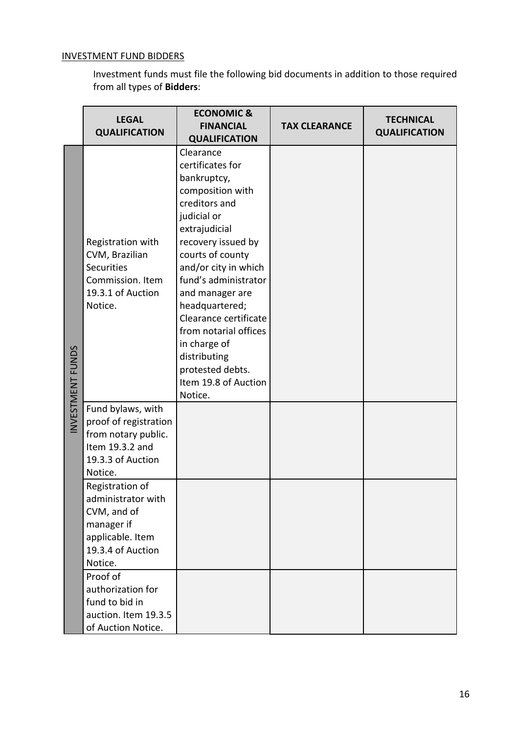INVESTMENT FUND BIDDERS

Investment funds must file the following bid documents in addition to those required from all types of **Bidders**:

| | LEGAL QUALIFICATION | ECONOMIC & FINANCIAL QUALIFICATION | TAX CLEARANCE | TECHNICAL QUALIFICATION |
|---|---|---|---|---|
| INVESTMENT FUNDS | Registration with CVM, Brazilian Securities Commission. Item 19.3.1 of Auction Notice. | Clearance certificates for bankruptcy, composition with creditors and judicial or extrajudicial recovery issued by courts of county and/or city in which fund's administrator and manager are headquartered; Clearance certificate from notarial offices in charge of distributing protested debts. Item 19.8 of Auction Notice. | | |
| | Fund bylaws, with proof of registration from notary public. Item 19.3.2 and 19.3.3 of Auction Notice. | | | |
| | Registration of administrator with CVM, and of manager if applicable. Item 19.3.4 of Auction Notice. | | | |
| | Proof of authorization for fund to bid in auction. Item 19.3.5 of Auction Notice. | | | |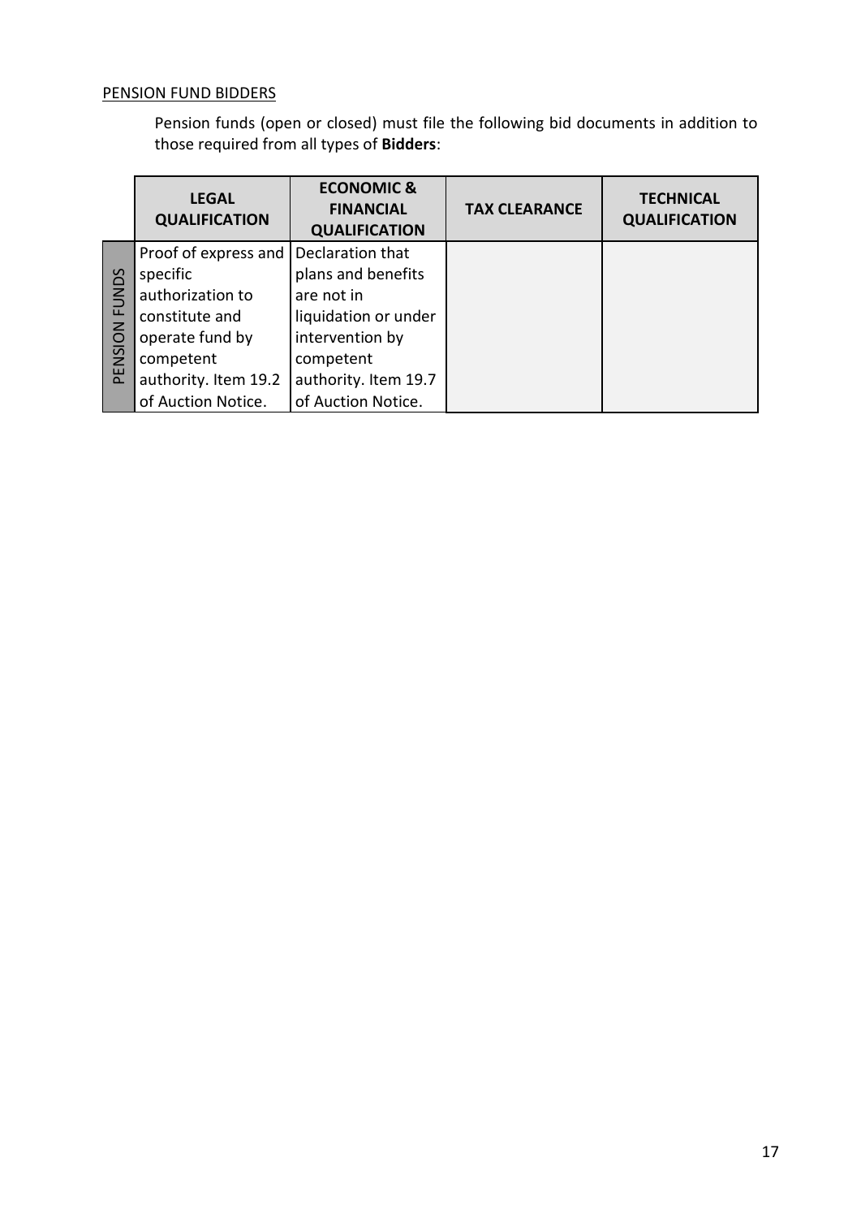PENSION FUND BIDDERS

Pension funds (open or closed) must file the following bid documents in addition to those required from all types of **Bidders**:

| | LEGAL QUALIFICATION | ECONOMIC & FINANCIAL QUALIFICATION | TAX CLEARANCE | TECHNICAL QUALIFICATION |
|---|---|---|---|---|
| PENSION FUNDS | Proof of express and specific authorization to constitute and operate fund by competent authority. Item 19.2 of Auction Notice. | Declaration that plans and benefits are not in liquidation or under intervention by competent authority. Item 19.7 of Auction Notice. | | |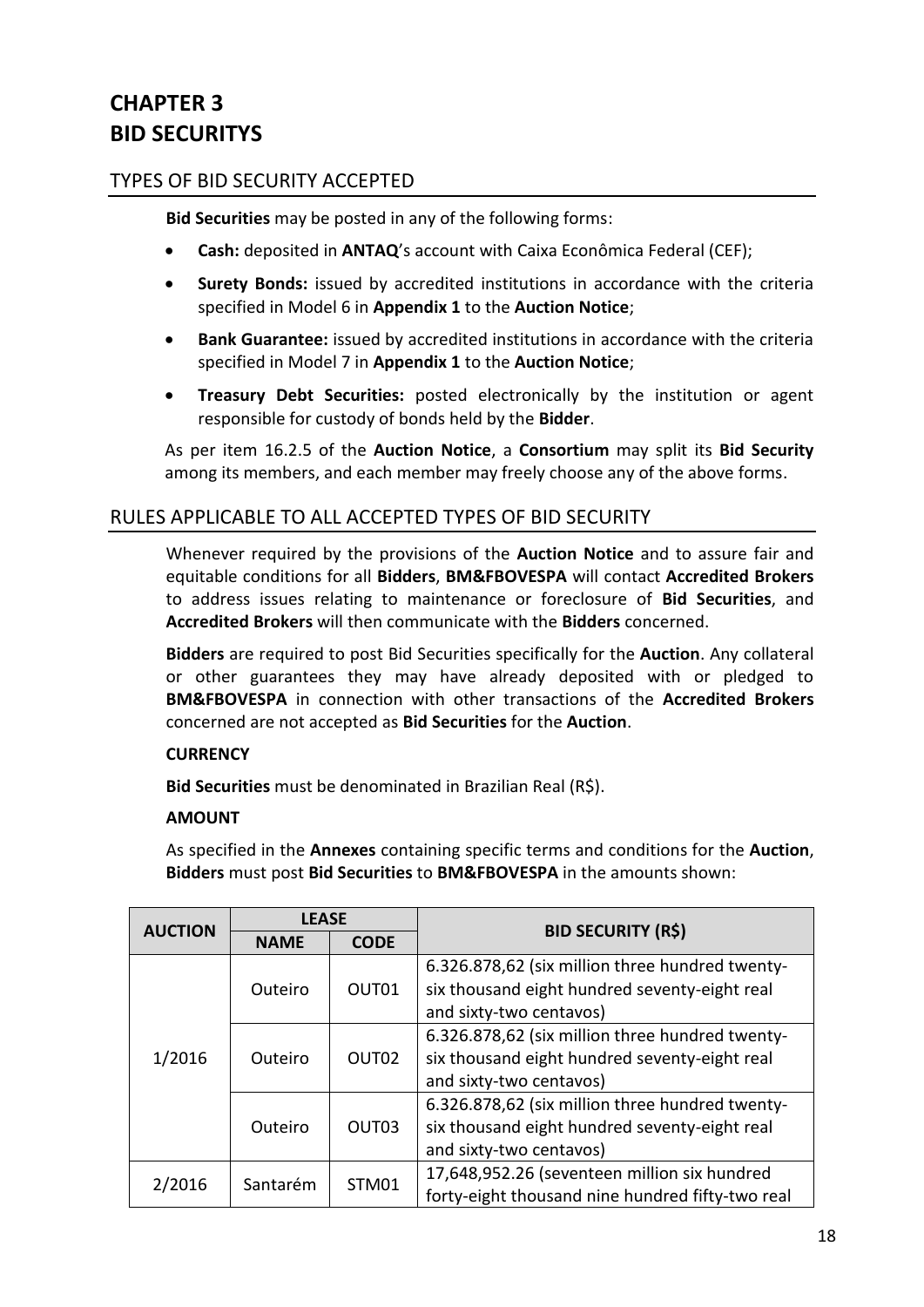# CHAPTER 3
# BID SECURITYS

## TYPES OF BID SECURITY ACCEPTED

**Bid Securities** may be posted in any of the following forms:

- **Cash:** deposited in **ANTAQ**'s account with Caixa Econômica Federal (CEF);
- **Surety Bonds:** issued by accredited institutions in accordance with the criteria specified in Model 6 in **Appendix 1** to the **Auction Notice**;
- **Bank Guarantee:** issued by accredited institutions in accordance with the criteria specified in Model 7 in **Appendix 1** to the **Auction Notice**;
- **Treasury Debt Securities:** posted electronically by the institution or agent responsible for custody of bonds held by the **Bidder**.

As per item 16.2.5 of the **Auction Notice**, a **Consortium** may split its **Bid Security** among its members, and each member may freely choose any of the above forms.

## RULES APPLICABLE TO ALL ACCEPTED TYPES OF BID SECURITY

Whenever required by the provisions of the **Auction Notice** and to assure fair and equitable conditions for all **Bidders**, **BM&FBOVESPA** will contact **Accredited Brokers** to address issues relating to maintenance or foreclosure of **Bid Securities**, and **Accredited Brokers** will then communicate with the **Bidders** concerned.

**Bidders** are required to post Bid Securities specifically for the **Auction**. Any collateral or other guarantees they may have already deposited with or pledged to **BM&FBOVESPA** in connection with other transactions of the **Accredited Brokers** concerned are not accepted as **Bid Securities** for the **Auction**.

**CURRENCY**

**Bid Securities** must be denominated in Brazilian Real (R$).

**AMOUNT**

As specified in the **Annexes** containing specific terms and conditions for the **Auction**, **Bidders** must post **Bid Securities** to **BM&FBOVESPA** in the amounts shown:

| AUCTION | LEASE | | BID SECURITY (R$) |
|---|---|---|---|
| | NAME | CODE | |
| 1/2016 | Outeiro | OUT01 | 6.326.878,62 (six million three hundred twenty-six thousand eight hundred seventy-eight real and sixty-two centavos) |
| | Outeiro | OUT02 | 6.326.878,62 (six million three hundred twenty-six thousand eight hundred seventy-eight real and sixty-two centavos) |
| | Outeiro | OUT03 | 6.326.878,62 (six million three hundred twenty-six thousand eight hundred seventy-eight real and sixty-two centavos) |
| 2/2016 | Santarém | STM01 | 17,648,952.26 (seventeen million six hundred forty-eight thousand nine hundred fifty-two real |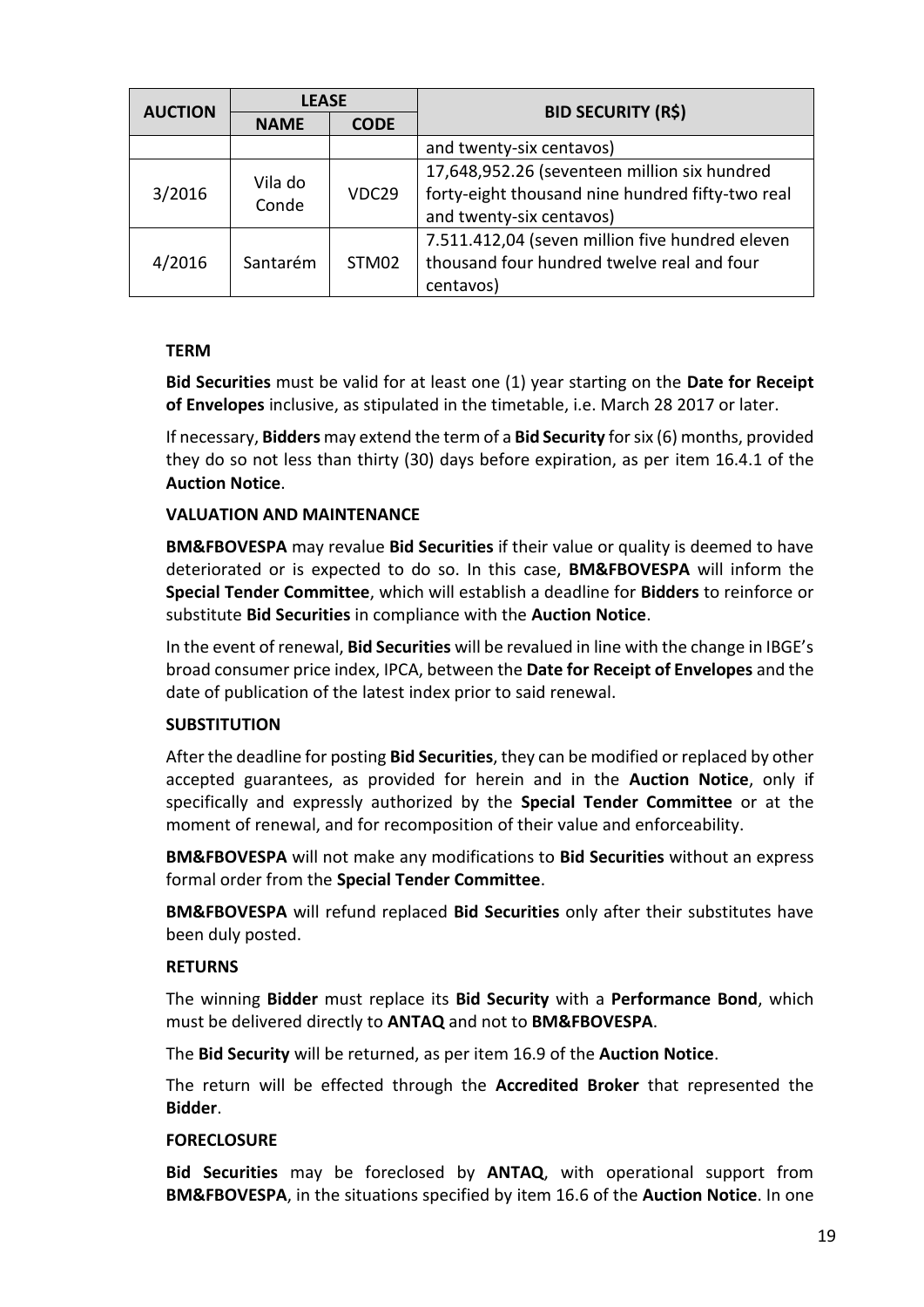| AUCTION | LEASE | | BID SECURITY (R$) |
|---|---|---|---|
| | NAME | CODE | |
| | | | and twenty-six centavos) |
| 3/2016 | Vila do Conde | VDC29 | 17,648,952.26 (seventeen million six hundred forty-eight thousand nine hundred fifty-two real and twenty-six centavos) |
| 4/2016 | Santarém | STM02 | 7.511.412,04 (seven million five hundred eleven thousand four hundred twelve real and four centavos) |

**TERM**

**Bid Securities** must be valid for at least one (1) year starting on the **Date for Receipt of Envelopes** inclusive, as stipulated in the timetable, i.e. March 28 2017 or later.

If necessary, **Bidders** may extend the term of a **Bid Security** for six (6) months, provided they do so not less than thirty (30) days before expiration, as per item 16.4.1 of the **Auction Notice**.

**VALUATION AND MAINTENANCE**

**BM&FBOVESPA** may revalue **Bid Securities** if their value or quality is deemed to have deteriorated or is expected to do so. In this case, **BM&FBOVESPA** will inform the **Special Tender Committee**, which will establish a deadline for **Bidders** to reinforce or substitute **Bid Securities** in compliance with the **Auction Notice**.

In the event of renewal, **Bid Securities** will be revalued in line with the change in IBGE's broad consumer price index, IPCA, between the **Date for Receipt of Envelopes** and the date of publication of the latest index prior to said renewal.

**SUBSTITUTION**

After the deadline for posting **Bid Securities**, they can be modified or replaced by other accepted guarantees, as provided for herein and in the **Auction Notice**, only if specifically and expressly authorized by the **Special Tender Committee** or at the moment of renewal, and for recomposition of their value and enforceability.

**BM&FBOVESPA** will not make any modifications to **Bid Securities** without an express formal order from the **Special Tender Committee**.

**BM&FBOVESPA** will refund replaced **Bid Securities** only after their substitutes have been duly posted.

**RETURNS**

The winning **Bidder** must replace its **Bid Security** with a **Performance Bond**, which must be delivered directly to **ANTAQ** and not to **BM&FBOVESPA**.

The **Bid Security** will be returned, as per item 16.9 of the **Auction Notice**.

The return will be effected through the **Accredited Broker** that represented the **Bidder**.

**FORECLOSURE**

**Bid Securities** may be foreclosed by **ANTAQ**, with operational support from **BM&FBOVESPA**, in the situations specified by item 16.6 of the **Auction Notice**. In one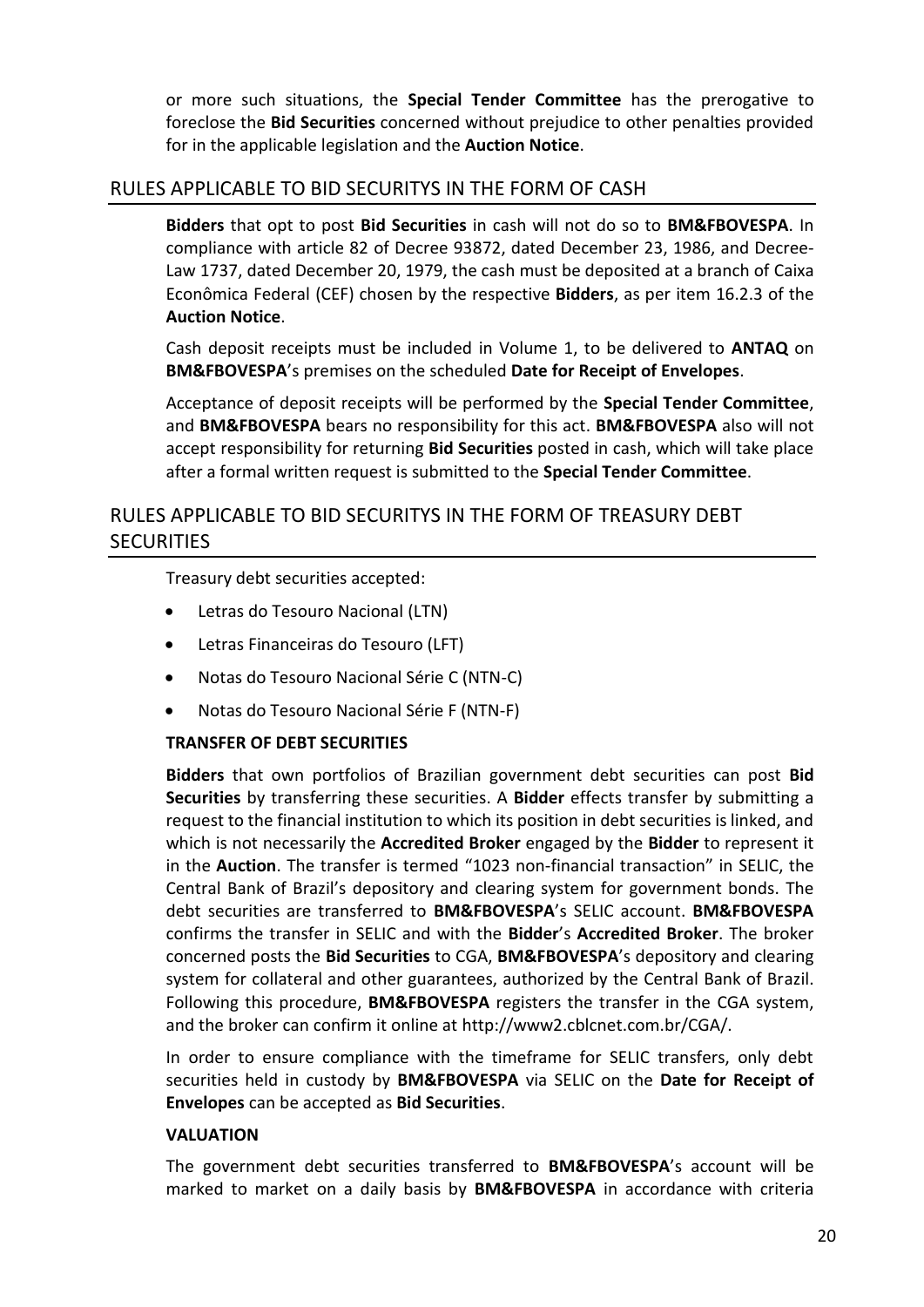or more such situations, the **Special Tender Committee** has the prerogative to foreclose the **Bid Securities** concerned without prejudice to other penalties provided for in the applicable legislation and the **Auction Notice**.

## RULES APPLICABLE TO BID SECURITYS IN THE FORM OF CASH

**Bidders** that opt to post **Bid Securities** in cash will not do so to **BM&FBOVESPA**. In compliance with article 82 of Decree 93872, dated December 23, 1986, and Decree-Law 1737, dated December 20, 1979, the cash must be deposited at a branch of Caixa Econômica Federal (CEF) chosen by the respective **Bidders**, as per item 16.2.3 of the **Auction Notice**.

Cash deposit receipts must be included in Volume 1, to be delivered to **ANTAQ** on **BM&FBOVESPA**'s premises on the scheduled **Date for Receipt of Envelopes**.

Acceptance of deposit receipts will be performed by the **Special Tender Committee**, and **BM&FBOVESPA** bears no responsibility for this act. **BM&FBOVESPA** also will not accept responsibility for returning **Bid Securities** posted in cash, which will take place after a formal written request is submitted to the **Special Tender Committee**.

## RULES APPLICABLE TO BID SECURITYS IN THE FORM OF TREASURY DEBT SECURITIES

Treasury debt securities accepted:

- Letras do Tesouro Nacional (LTN)
- Letras Financeiras do Tesouro (LFT)
- Notas do Tesouro Nacional Série C (NTN-C)
- Notas do Tesouro Nacional Série F (NTN-F)

**TRANSFER OF DEBT SECURITIES**

**Bidders** that own portfolios of Brazilian government debt securities can post **Bid Securities** by transferring these securities. A **Bidder** effects transfer by submitting a request to the financial institution to which its position in debt securities is linked, and which is not necessarily the **Accredited Broker** engaged by the **Bidder** to represent it in the **Auction**. The transfer is termed "1023 non-financial transaction" in SELIC, the Central Bank of Brazil's depository and clearing system for government bonds. The debt securities are transferred to **BM&FBOVESPA**'s SELIC account. **BM&FBOVESPA** confirms the transfer in SELIC and with the **Bidder**'s **Accredited Broker**. The broker concerned posts the **Bid Securities** to CGA, **BM&FBOVESPA**'s depository and clearing system for collateral and other guarantees, authorized by the Central Bank of Brazil. Following this procedure, **BM&FBOVESPA** registers the transfer in the CGA system, and the broker can confirm it online at http://www2.cblcnet.com.br/CGA/.

In order to ensure compliance with the timeframe for SELIC transfers, only debt securities held in custody by **BM&FBOVESPA** via SELIC on the **Date for Receipt of Envelopes** can be accepted as **Bid Securities**.

**VALUATION**

The government debt securities transferred to **BM&FBOVESPA**'s account will be marked to market on a daily basis by **BM&FBOVESPA** in accordance with criteria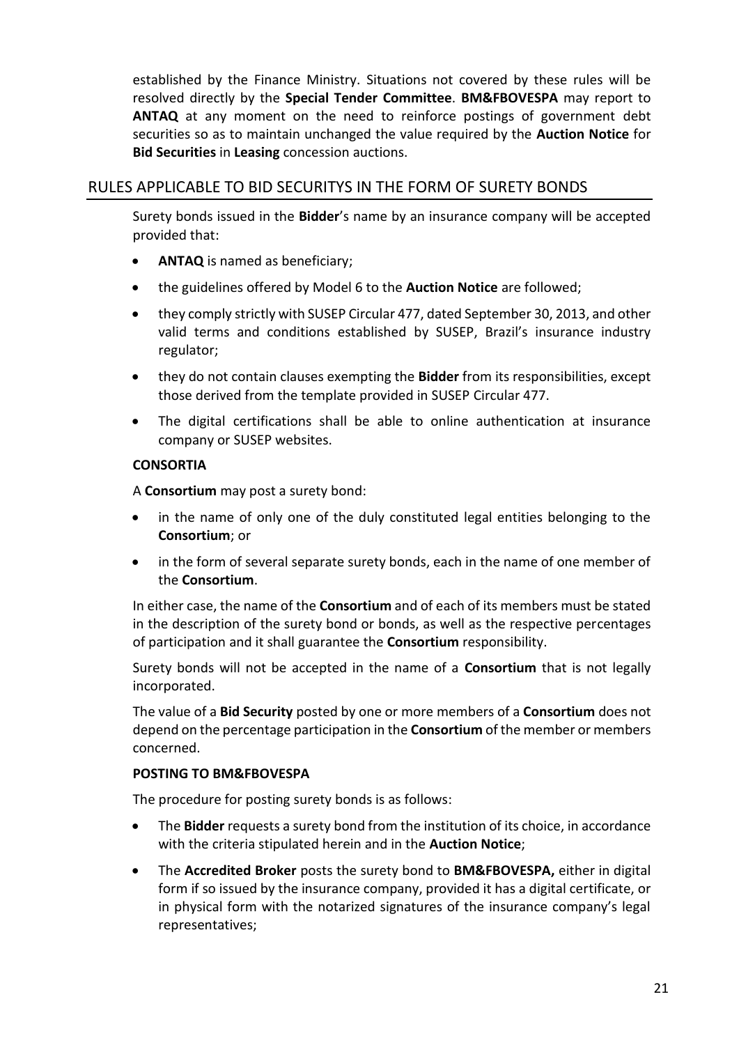established by the Finance Ministry. Situations not covered by these rules will be resolved directly by the **Special Tender Committee**. **BM&FBOVESPA** may report to **ANTAQ** at any moment on the need to reinforce postings of government debt securities so as to maintain unchanged the value required by the **Auction Notice** for **Bid Securities** in **Leasing** concession auctions.

## RULES APPLICABLE TO BID SECURITYS IN THE FORM OF SURETY BONDS

Surety bonds issued in the **Bidder**'s name by an insurance company will be accepted provided that:

- **ANTAQ** is named as beneficiary;
- the guidelines offered by Model 6 to the **Auction Notice** are followed;
- they comply strictly with SUSEP Circular 477, dated September 30, 2013, and other valid terms and conditions established by SUSEP, Brazil's insurance industry regulator;
- they do not contain clauses exempting the **Bidder** from its responsibilities, except those derived from the template provided in SUSEP Circular 477.
- The digital certifications shall be able to online authentication at insurance company or SUSEP websites.

**CONSORTIA**

A **Consortium** may post a surety bond:

- in the name of only one of the duly constituted legal entities belonging to the **Consortium**; or
- in the form of several separate surety bonds, each in the name of one member of the **Consortium**.

In either case, the name of the **Consortium** and of each of its members must be stated in the description of the surety bond or bonds, as well as the respective percentages of participation and it shall guarantee the **Consortium** responsibility.

Surety bonds will not be accepted in the name of a **Consortium** that is not legally incorporated.

The value of a **Bid Security** posted by one or more members of a **Consortium** does not depend on the percentage participation in the **Consortium** of the member or members concerned.

**POSTING TO BM&FBOVESPA**

The procedure for posting surety bonds is as follows:

- The **Bidder** requests a surety bond from the institution of its choice, in accordance with the criteria stipulated herein and in the **Auction Notice**;
- The **Accredited Broker** posts the surety bond to **BM&FBOVESPA,** either in digital form if so issued by the insurance company, provided it has a digital certificate, or in physical form with the notarized signatures of the insurance company's legal representatives;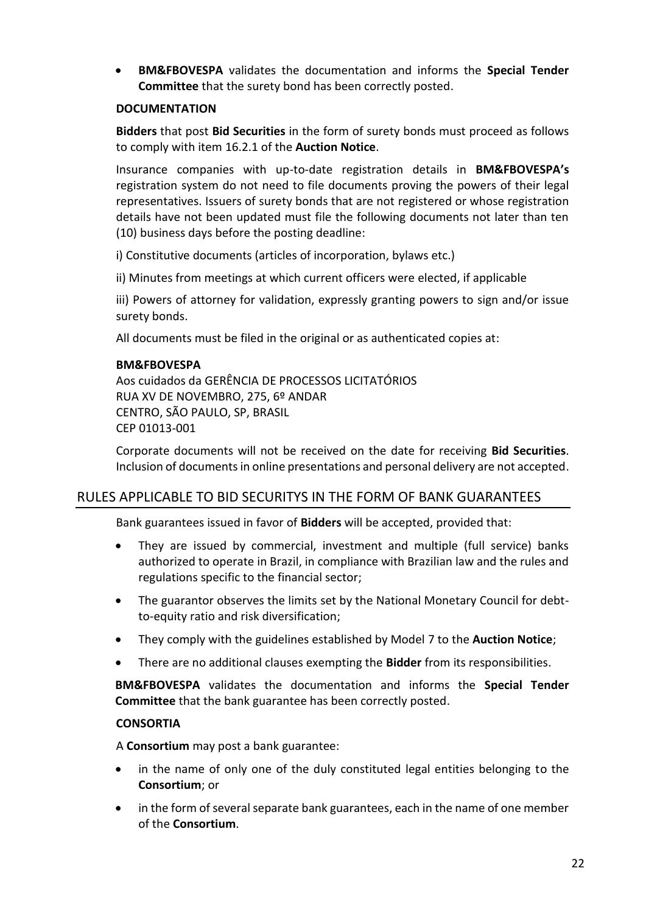- **BM&FBOVESPA** validates the documentation and informs the **Special Tender Committee** that the surety bond has been correctly posted.

**DOCUMENTATION**

**Bidders** that post **Bid Securities** in the form of surety bonds must proceed as follows to comply with item 16.2.1 of the **Auction Notice**.

Insurance companies with up-to-date registration details in **BM&FBOVESPA's** registration system do not need to file documents proving the powers of their legal representatives. Issuers of surety bonds that are not registered or whose registration details have not been updated must file the following documents not later than ten (10) business days before the posting deadline:

i) Constitutive documents (articles of incorporation, bylaws etc.)

ii) Minutes from meetings at which current officers were elected, if applicable

iii) Powers of attorney for validation, expressly granting powers to sign and/or issue surety bonds.

All documents must be filed in the original or as authenticated copies at:

**BM&FBOVESPA**
Aos cuidados da GERÊNCIA DE PROCESSOS LICITATÓRIOS
RUA XV DE NOVEMBRO, 275, 6º ANDAR
CENTRO, SÃO PAULO, SP, BRASIL
CEP 01013-001

Corporate documents will not be received on the date for receiving **Bid Securities**. Inclusion of documents in online presentations and personal delivery are not accepted.

## RULES APPLICABLE TO BID SECURITYS IN THE FORM OF BANK GUARANTEES

Bank guarantees issued in favor of **Bidders** will be accepted, provided that:

- They are issued by commercial, investment and multiple (full service) banks authorized to operate in Brazil, in compliance with Brazilian law and the rules and regulations specific to the financial sector;
- The guarantor observes the limits set by the National Monetary Council for debt-to-equity ratio and risk diversification;
- They comply with the guidelines established by Model 7 to the **Auction Notice**;
- There are no additional clauses exempting the **Bidder** from its responsibilities.

**BM&FBOVESPA** validates the documentation and informs the **Special Tender Committee** that the bank guarantee has been correctly posted.

**CONSORTIA**

A **Consortium** may post a bank guarantee:

- in the name of only one of the duly constituted legal entities belonging to the **Consortium**; or
- in the form of several separate bank guarantees, each in the name of one member of the **Consortium**.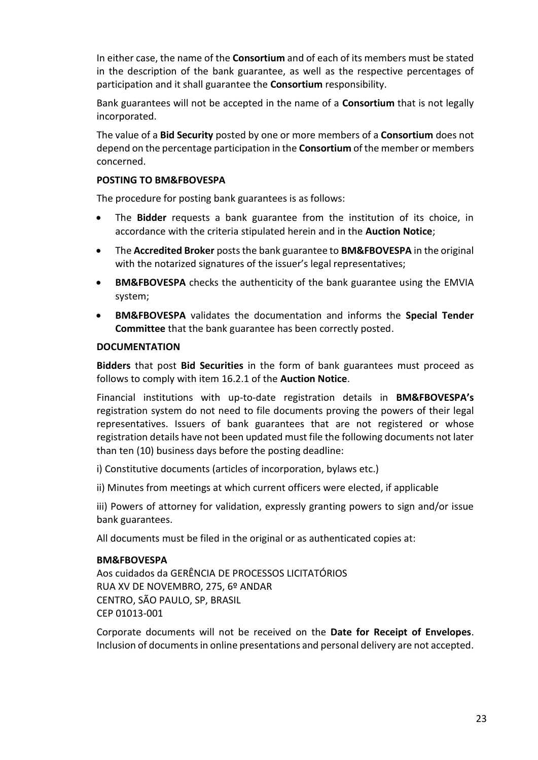In either case, the name of the **Consortium** and of each of its members must be stated in the description of the bank guarantee, as well as the respective percentages of participation and it shall guarantee the **Consortium** responsibility.

Bank guarantees will not be accepted in the name of a **Consortium** that is not legally incorporated.

The value of a **Bid Security** posted by one or more members of a **Consortium** does not depend on the percentage participation in the **Consortium** of the member or members concerned.

**POSTING TO BM&FBOVESPA**

The procedure for posting bank guarantees is as follows:

- The **Bidder** requests a bank guarantee from the institution of its choice, in accordance with the criteria stipulated herein and in the **Auction Notice**;
- The **Accredited Broker** posts the bank guarantee to **BM&FBOVESPA** in the original with the notarized signatures of the issuer's legal representatives;
- **BM&FBOVESPA** checks the authenticity of the bank guarantee using the EMVIA system;
- **BM&FBOVESPA** validates the documentation and informs the **Special Tender Committee** that the bank guarantee has been correctly posted.

**DOCUMENTATION**

**Bidders** that post **Bid Securities** in the form of bank guarantees must proceed as follows to comply with item 16.2.1 of the **Auction Notice**.

Financial institutions with up-to-date registration details in **BM&FBOVESPA's** registration system do not need to file documents proving the powers of their legal representatives. Issuers of bank guarantees that are not registered or whose registration details have not been updated must file the following documents not later than ten (10) business days before the posting deadline:

i) Constitutive documents (articles of incorporation, bylaws etc.)

ii) Minutes from meetings at which current officers were elected, if applicable

iii) Powers of attorney for validation, expressly granting powers to sign and/or issue bank guarantees.

All documents must be filed in the original or as authenticated copies at:

**BM&FBOVESPA**
Aos cuidados da GERÊNCIA DE PROCESSOS LICITATÓRIOS
RUA XV DE NOVEMBRO, 275, 6º ANDAR
CENTRO, SÃO PAULO, SP, BRASIL
CEP 01013-001

Corporate documents will not be received on the **Date for Receipt of Envelopes**. Inclusion of documents in online presentations and personal delivery are not accepted.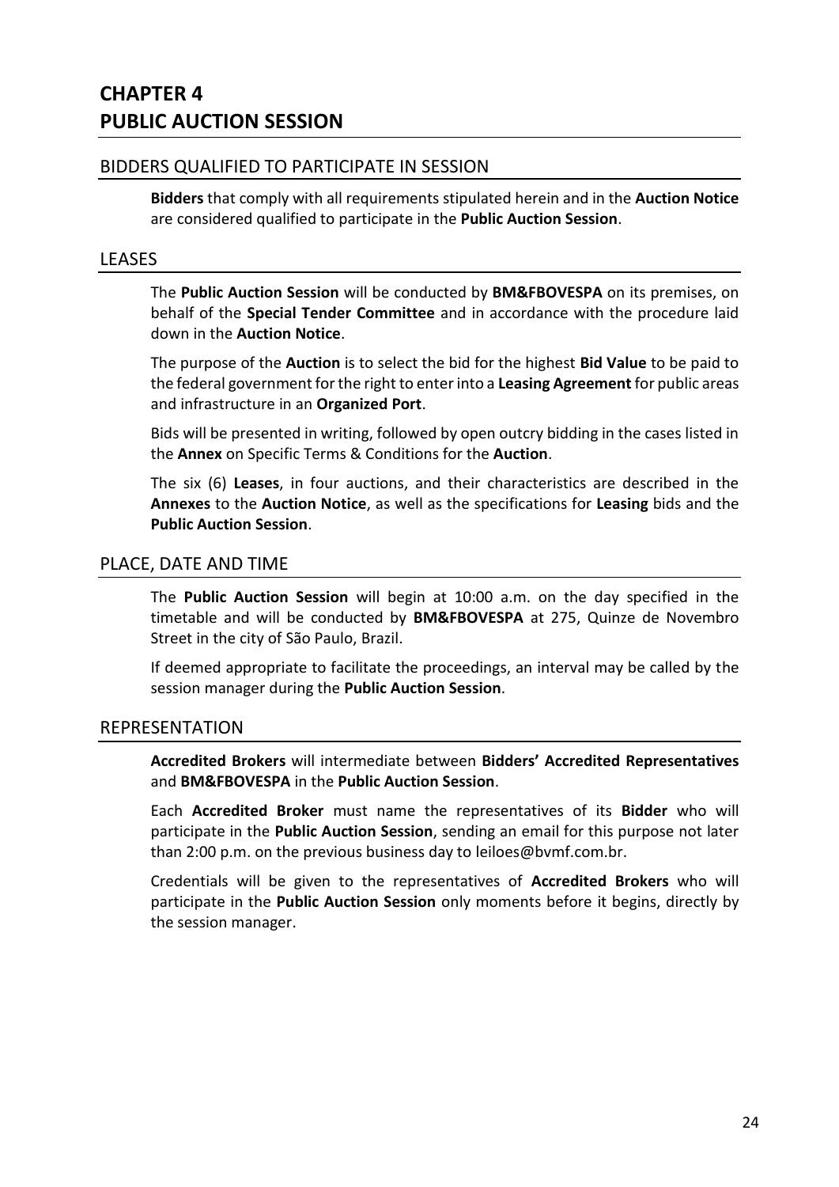# CHAPTER 4
# PUBLIC AUCTION SESSION

## BIDDERS QUALIFIED TO PARTICIPATE IN SESSION

**Bidders** that comply with all requirements stipulated herein and in the **Auction Notice** are considered qualified to participate in the **Public Auction Session**.

## LEASES

The **Public Auction Session** will be conducted by **BM&FBOVESPA** on its premises, on behalf of the **Special Tender Committee** and in accordance with the procedure laid down in the **Auction Notice**.

The purpose of the **Auction** is to select the bid for the highest **Bid Value** to be paid to the federal government for the right to enter into a **Leasing Agreement** for public areas and infrastructure in an **Organized Port**.

Bids will be presented in writing, followed by open outcry bidding in the cases listed in the **Annex** on Specific Terms & Conditions for the **Auction**.

The six (6) **Leases**, in four auctions, and their characteristics are described in the **Annexes** to the **Auction Notice**, as well as the specifications for **Leasing** bids and the **Public Auction Session**.

## PLACE, DATE AND TIME

The **Public Auction Session** will begin at 10:00 a.m. on the day specified in the timetable and will be conducted by **BM&FBOVESPA** at 275, Quinze de Novembro Street in the city of São Paulo, Brazil.

If deemed appropriate to facilitate the proceedings, an interval may be called by the session manager during the **Public Auction Session**.

## REPRESENTATION

**Accredited Brokers** will intermediate between **Bidders' Accredited Representatives** and **BM&FBOVESPA** in the **Public Auction Session**.

Each **Accredited Broker** must name the representatives of its **Bidder** who will participate in the **Public Auction Session**, sending an email for this purpose not later than 2:00 p.m. on the previous business day to leiloes@bvmf.com.br.

Credentials will be given to the representatives of **Accredited Brokers** who will participate in the **Public Auction Session** only moments before it begins, directly by the session manager.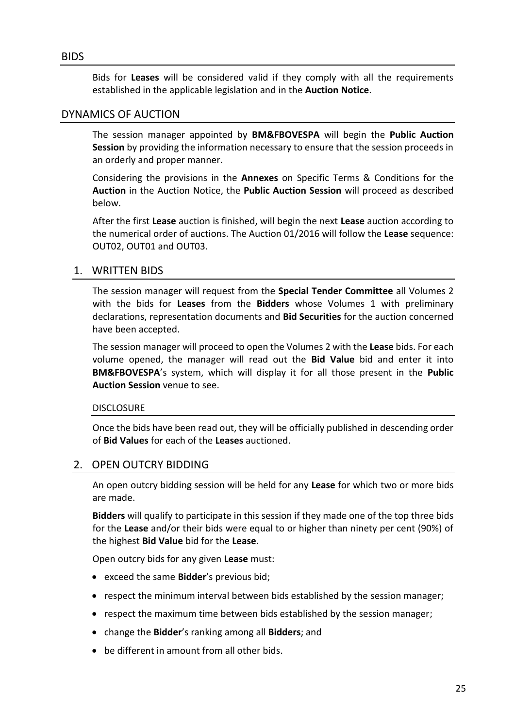## BIDS

Bids for **Leases** will be considered valid if they comply with all the requirements established in the applicable legislation and in the **Auction Notice**.

## DYNAMICS OF AUCTION

The session manager appointed by **BM&FBOVESPA** will begin the **Public Auction Session** by providing the information necessary to ensure that the session proceeds in an orderly and proper manner.

Considering the provisions in the **Annexes** on Specific Terms & Conditions for the **Auction** in the Auction Notice, the **Public Auction Session** will proceed as described below.

After the first **Lease** auction is finished, will begin the next **Lease** auction according to the numerical order of auctions. The Auction 01/2016 will follow the **Lease** sequence: OUT02, OUT01 and OUT03.

### 1. WRITTEN BIDS

The session manager will request from the **Special Tender Committee** all Volumes 2 with the bids for **Leases** from the **Bidders** whose Volumes 1 with preliminary declarations, representation documents and **Bid Securities** for the auction concerned have been accepted.

The session manager will proceed to open the Volumes 2 with the **Lease** bids. For each volume opened, the manager will read out the **Bid Value** bid and enter it into **BM&FBOVESPA**'s system, which will display it for all those present in the **Public Auction Session** venue to see.

#### DISCLOSURE

Once the bids have been read out, they will be officially published in descending order of **Bid Values** for each of the **Leases** auctioned.

### 2. OPEN OUTCRY BIDDING

An open outcry bidding session will be held for any **Lease** for which two or more bids are made.

**Bidders** will qualify to participate in this session if they made one of the top three bids for the **Lease** and/or their bids were equal to or higher than ninety per cent (90%) of the highest **Bid Value** bid for the **Lease**.

Open outcry bids for any given **Lease** must:

- exceed the same **Bidder**'s previous bid;
- respect the minimum interval between bids established by the session manager;
- respect the maximum time between bids established by the session manager;
- change the **Bidder**'s ranking among all **Bidders**; and
- be different in amount from all other bids.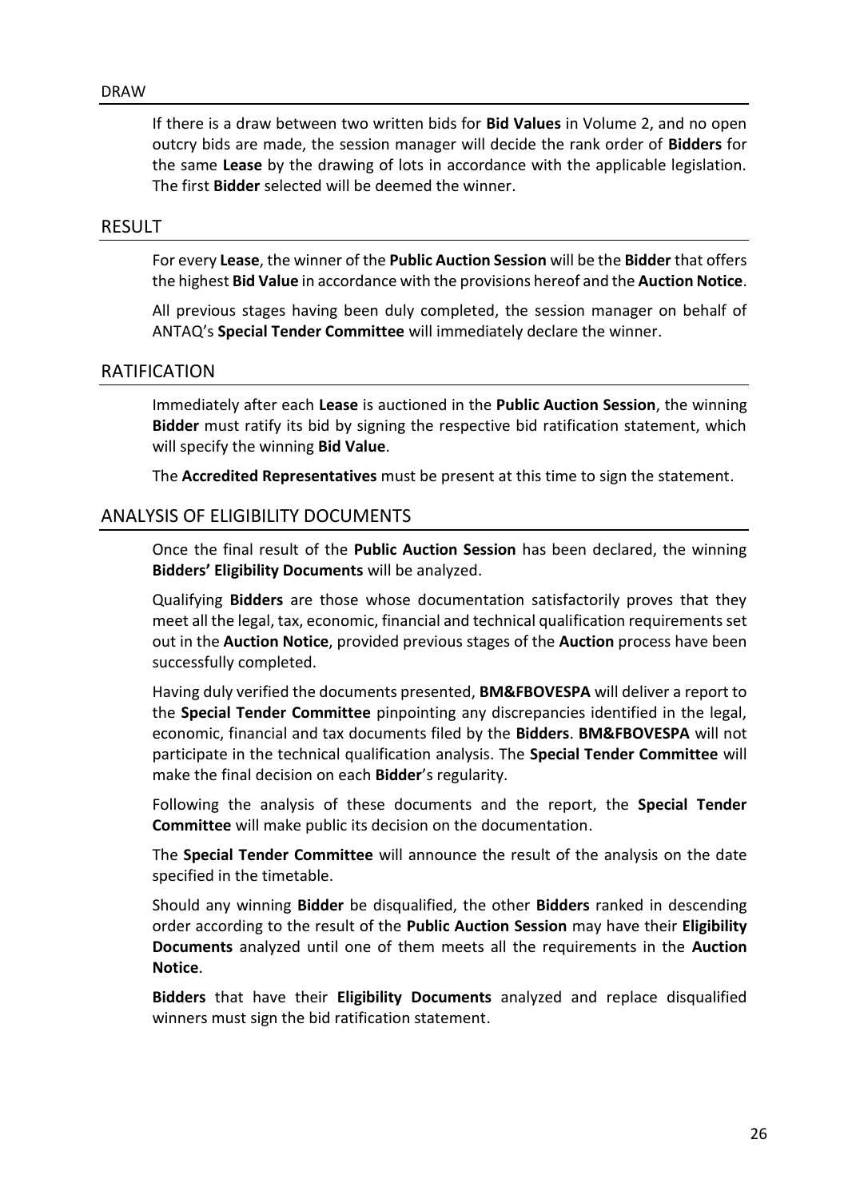## DRAW

If there is a draw between two written bids for **Bid Values** in Volume 2, and no open outcry bids are made, the session manager will decide the rank order of **Bidders** for the same **Lease** by the drawing of lots in accordance with the applicable legislation. The first **Bidder** selected will be deemed the winner.

## RESULT

For every **Lease**, the winner of the **Public Auction Session** will be the **Bidder** that offers the highest **Bid Value** in accordance with the provisions hereof and the **Auction Notice**.

All previous stages having been duly completed, the session manager on behalf of ANTAQ's **Special Tender Committee** will immediately declare the winner.

## RATIFICATION

Immediately after each **Lease** is auctioned in the **Public Auction Session**, the winning **Bidder** must ratify its bid by signing the respective bid ratification statement, which will specify the winning **Bid Value**.

The **Accredited Representatives** must be present at this time to sign the statement.

## ANALYSIS OF ELIGIBILITY DOCUMENTS

Once the final result of the **Public Auction Session** has been declared, the winning **Bidders' Eligibility Documents** will be analyzed.

Qualifying **Bidders** are those whose documentation satisfactorily proves that they meet all the legal, tax, economic, financial and technical qualification requirements set out in the **Auction Notice**, provided previous stages of the **Auction** process have been successfully completed.

Having duly verified the documents presented, **BM&FBOVESPA** will deliver a report to the **Special Tender Committee** pinpointing any discrepancies identified in the legal, economic, financial and tax documents filed by the **Bidders**. **BM&FBOVESPA** will not participate in the technical qualification analysis. The **Special Tender Committee** will make the final decision on each **Bidder**'s regularity.

Following the analysis of these documents and the report, the **Special Tender Committee** will make public its decision on the documentation.

The **Special Tender Committee** will announce the result of the analysis on the date specified in the timetable.

Should any winning **Bidder** be disqualified, the other **Bidders** ranked in descending order according to the result of the **Public Auction Session** may have their **Eligibility Documents** analyzed until one of them meets all the requirements in the **Auction Notice**.

**Bidders** that have their **Eligibility Documents** analyzed and replace disqualified winners must sign the bid ratification statement.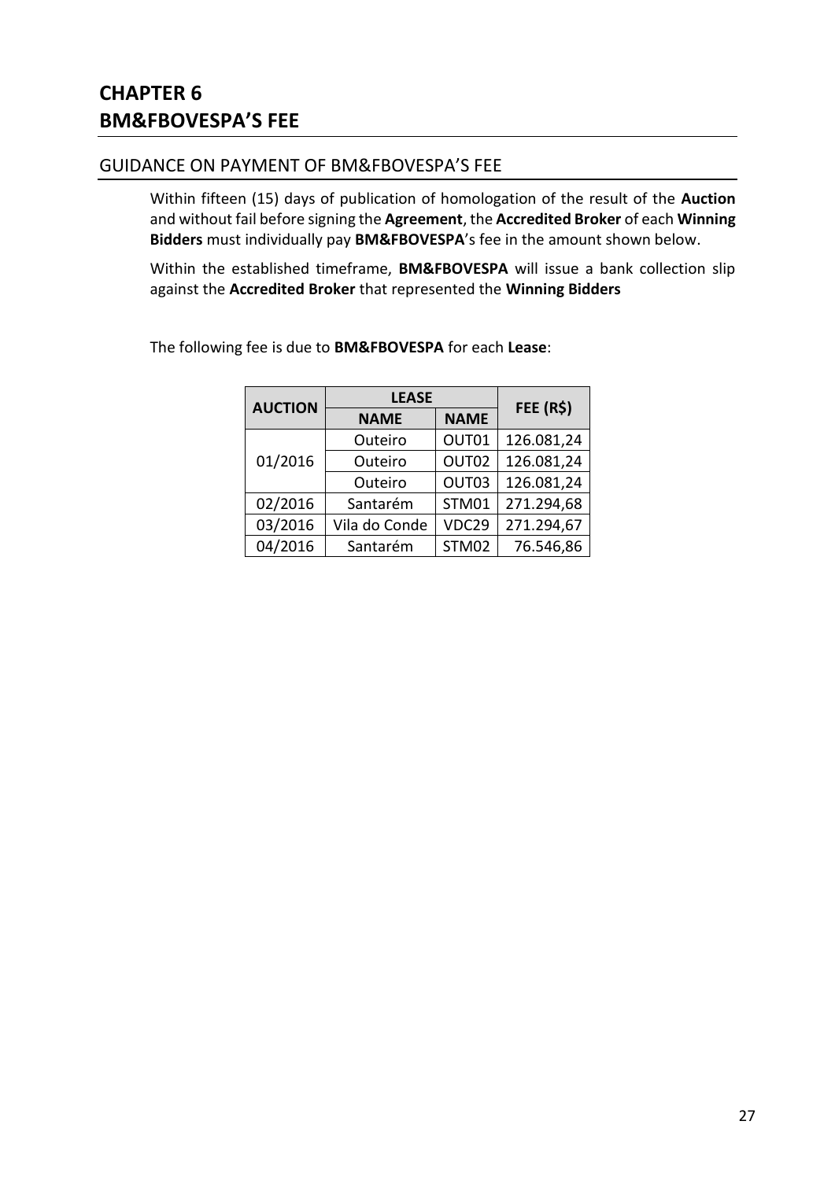# CHAPTER 6
# BM&FBOVESPA'S FEE

## GUIDANCE ON PAYMENT OF BM&FBOVESPA'S FEE

Within fifteen (15) days of publication of homologation of the result of the **Auction** and without fail before signing the **Agreement**, the **Accredited Broker** of each **Winning Bidders** must individually pay **BM&FBOVESPA**'s fee in the amount shown below.

Within the established timeframe, **BM&FBOVESPA** will issue a bank collection slip against the **Accredited Broker** that represented the **Winning Bidders**

The following fee is due to **BM&FBOVESPA** for each **Lease**:

| AUCTION | LEASE | | FEE (R$) |
|---|---|---|---|
| | NAME | NAME | |
| 01/2016 | Outeiro | OUT01 | 126.081,24 |
| | Outeiro | OUT02 | 126.081,24 |
| | Outeiro | OUT03 | 126.081,24 |
| 02/2016 | Santarém | STM01 | 271.294,68 |
| 03/2016 | Vila do Conde | VDC29 | 271.294,67 |
| 04/2016 | Santarém | STM02 | 76.546,86 |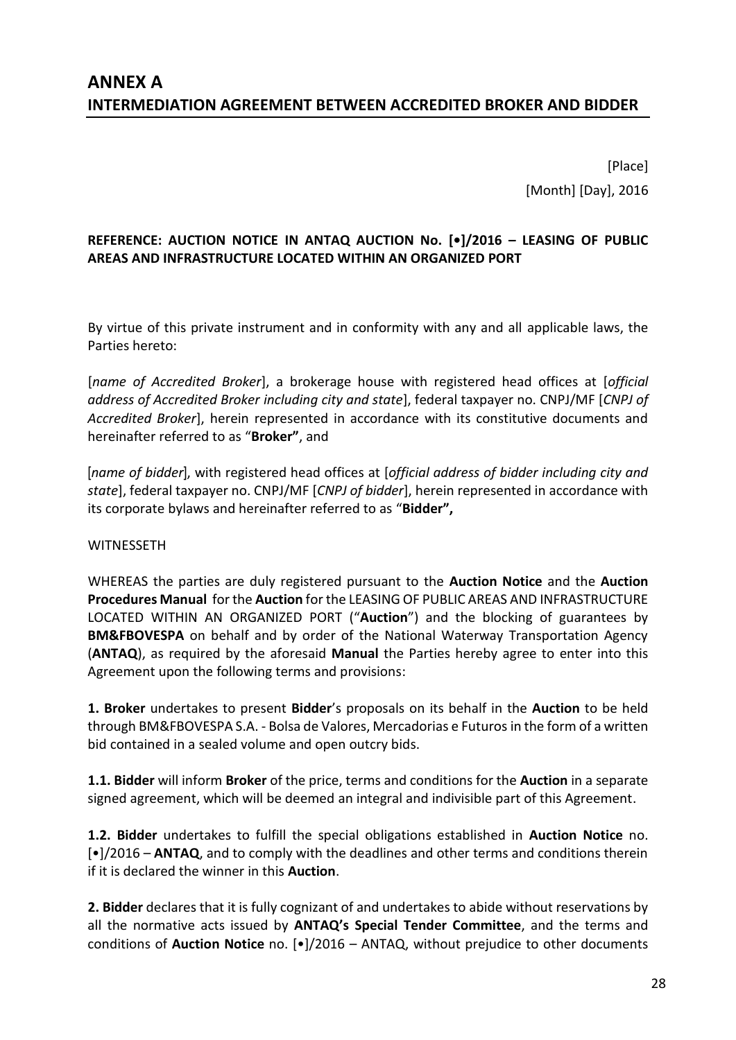# ANNEX A

## INTERMEDIATION AGREEMENT BETWEEN ACCREDITED BROKER AND BIDDER

[Place]

[Month] [Day], 2016

**REFERENCE: AUCTION NOTICE IN ANTAQ AUCTION No. [•]/2016 – LEASING OF PUBLIC AREAS AND INFRASTRUCTURE LOCATED WITHIN AN ORGANIZED PORT**

By virtue of this private instrument and in conformity with any and all applicable laws, the Parties hereto:

[*name of Accredited Broker*], a brokerage house with registered head offices at [*official address of Accredited Broker including city and state*], federal taxpayer no. CNPJ/MF [*CNPJ of Accredited Broker*], herein represented in accordance with its constitutive documents and hereinafter referred to as "**Broker"**, and

[*name of bidder*], with registered head offices at [*official address of bidder including city and state*], federal taxpayer no. CNPJ/MF [*CNPJ of bidder*], herein represented in accordance with its corporate bylaws and hereinafter referred to as "**Bidder",**

WITNESSETH

WHEREAS the parties are duly registered pursuant to the **Auction Notice** and the **Auction Procedures Manual** for the **Auction** for the LEASING OF PUBLIC AREAS AND INFRASTRUCTURE LOCATED WITHIN AN ORGANIZED PORT ("**Auction**") and the blocking of guarantees by **BM&FBOVESPA** on behalf and by order of the National Waterway Transportation Agency (**ANTAQ**), as required by the aforesaid **Manual** the Parties hereby agree to enter into this Agreement upon the following terms and provisions:

**1. Broker** undertakes to present **Bidder**'s proposals on its behalf in the **Auction** to be held through BM&FBOVESPA S.A. - Bolsa de Valores, Mercadorias e Futuros in the form of a written bid contained in a sealed volume and open outcry bids.

**1.1. Bidder** will inform **Broker** of the price, terms and conditions for the **Auction** in a separate signed agreement, which will be deemed an integral and indivisible part of this Agreement.

**1.2. Bidder** undertakes to fulfill the special obligations established in **Auction Notice** no. [•]/2016 – **ANTAQ**, and to comply with the deadlines and other terms and conditions therein if it is declared the winner in this **Auction**.

**2. Bidder** declares that it is fully cognizant of and undertakes to abide without reservations by all the normative acts issued by **ANTAQ's Special Tender Committee**, and the terms and conditions of **Auction Notice** no. [•]/2016 – ANTAQ, without prejudice to other documents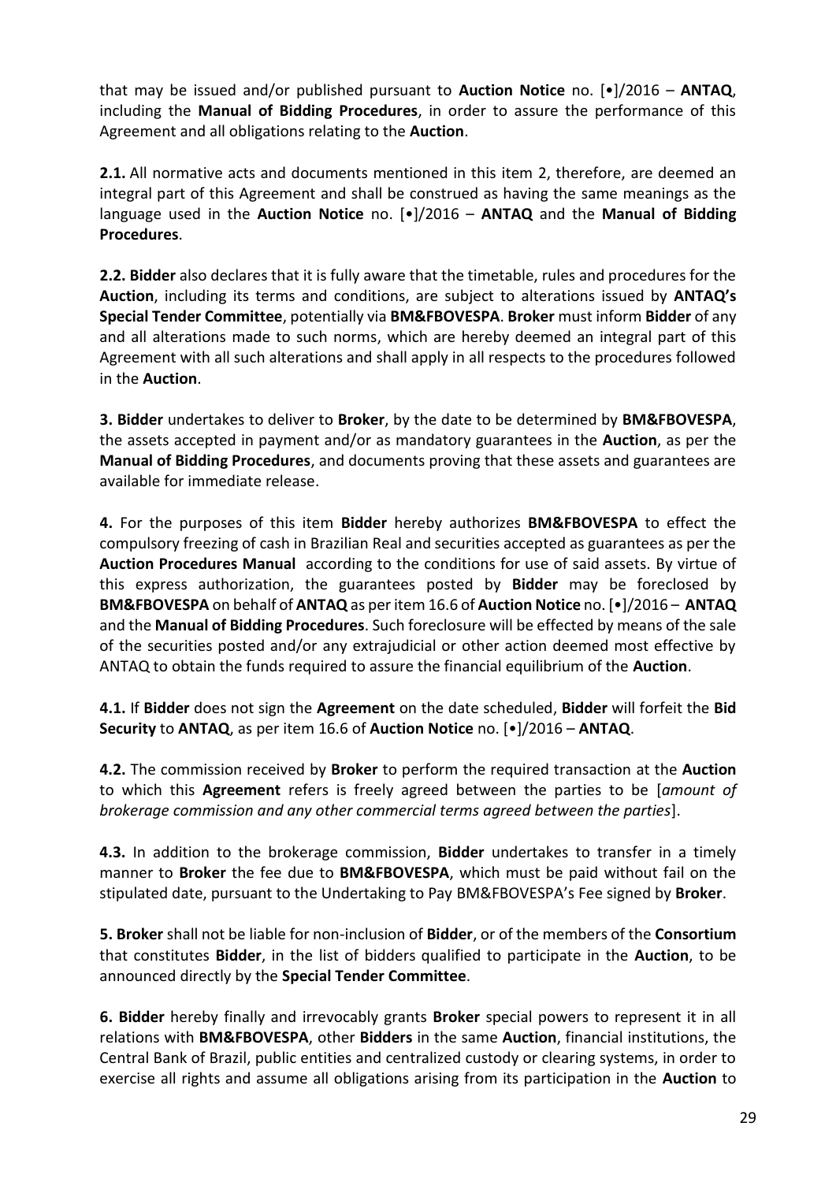that may be issued and/or published pursuant to **Auction Notice** no. [•]/2016 – **ANTAQ**, including the **Manual of Bidding Procedures**, in order to assure the performance of this Agreement and all obligations relating to the **Auction**.

**2.1.** All normative acts and documents mentioned in this item 2, therefore, are deemed an integral part of this Agreement and shall be construed as having the same meanings as the language used in the **Auction Notice** no. [•]/2016 – **ANTAQ** and the **Manual of Bidding Procedures**.

**2.2. Bidder** also declares that it is fully aware that the timetable, rules and procedures for the **Auction**, including its terms and conditions, are subject to alterations issued by **ANTAQ's Special Tender Committee**, potentially via **BM&FBOVESPA**. **Broker** must inform **Bidder** of any and all alterations made to such norms, which are hereby deemed an integral part of this Agreement with all such alterations and shall apply in all respects to the procedures followed in the **Auction**.

**3. Bidder** undertakes to deliver to **Broker**, by the date to be determined by **BM&FBOVESPA**, the assets accepted in payment and/or as mandatory guarantees in the **Auction**, as per the **Manual of Bidding Procedures**, and documents proving that these assets and guarantees are available for immediate release.

**4.** For the purposes of this item **Bidder** hereby authorizes **BM&FBOVESPA** to effect the compulsory freezing of cash in Brazilian Real and securities accepted as guarantees as per the **Auction Procedures Manual** according to the conditions for use of said assets. By virtue of this express authorization, the guarantees posted by **Bidder** may be foreclosed by **BM&FBOVESPA** on behalf of **ANTAQ** as per item 16.6 of **Auction Notice** no. [•]/2016 – **ANTAQ** and the **Manual of Bidding Procedures**. Such foreclosure will be effected by means of the sale of the securities posted and/or any extrajudicial or other action deemed most effective by ANTAQ to obtain the funds required to assure the financial equilibrium of the **Auction**.

**4.1.** If **Bidder** does not sign the **Agreement** on the date scheduled, **Bidder** will forfeit the **Bid Security** to **ANTAQ**, as per item 16.6 of **Auction Notice** no. [•]/2016 – **ANTAQ**.

**4.2.** The commission received by **Broker** to perform the required transaction at the **Auction** to which this **Agreement** refers is freely agreed between the parties to be [*amount of brokerage commission and any other commercial terms agreed between the parties*].

**4.3.** In addition to the brokerage commission, **Bidder** undertakes to transfer in a timely manner to **Broker** the fee due to **BM&FBOVESPA**, which must be paid without fail on the stipulated date, pursuant to the Undertaking to Pay BM&FBOVESPA's Fee signed by **Broker**.

**5. Broker** shall not be liable for non-inclusion of **Bidder**, or of the members of the **Consortium** that constitutes **Bidder**, in the list of bidders qualified to participate in the **Auction**, to be announced directly by the **Special Tender Committee**.

**6. Bidder** hereby finally and irrevocably grants **Broker** special powers to represent it in all relations with **BM&FBOVESPA**, other **Bidders** in the same **Auction**, financial institutions, the Central Bank of Brazil, public entities and centralized custody or clearing systems, in order to exercise all rights and assume all obligations arising from its participation in the **Auction** to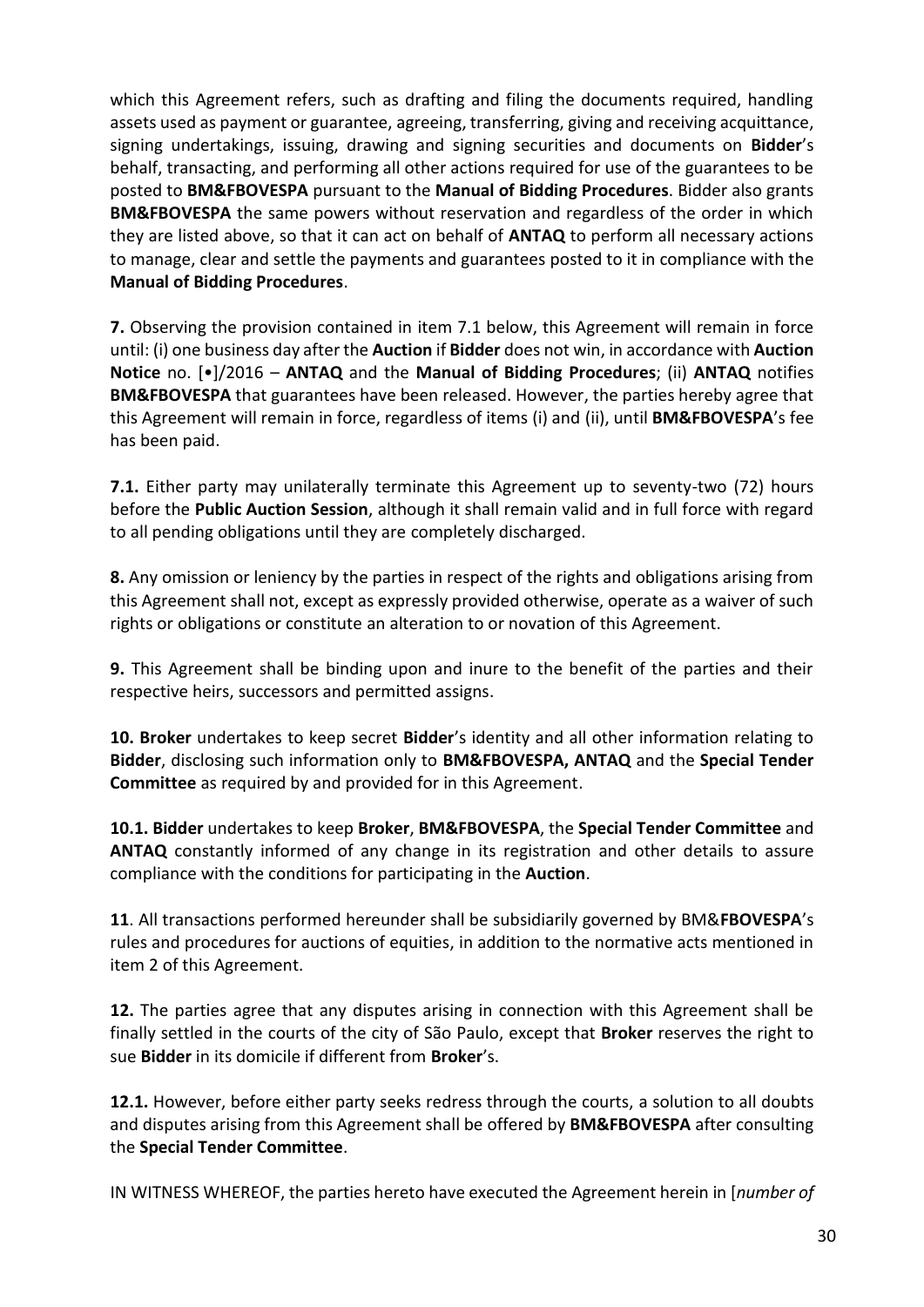which this Agreement refers, such as drafting and filing the documents required, handling assets used as payment or guarantee, agreeing, transferring, giving and receiving acquittance, signing undertakings, issuing, drawing and signing securities and documents on **Bidder**'s behalf, transacting, and performing all other actions required for use of the guarantees to be posted to **BM&FBOVESPA** pursuant to the **Manual of Bidding Procedures**. Bidder also grants **BM&FBOVESPA** the same powers without reservation and regardless of the order in which they are listed above, so that it can act on behalf of **ANTAQ** to perform all necessary actions to manage, clear and settle the payments and guarantees posted to it in compliance with the **Manual of Bidding Procedures**.

**7.** Observing the provision contained in item 7.1 below, this Agreement will remain in force until: (i) one business day after the **Auction** if **Bidder** does not win, in accordance with **Auction Notice** no. [•]/2016 – **ANTAQ** and the **Manual of Bidding Procedures**; (ii) **ANTAQ** notifies **BM&FBOVESPA** that guarantees have been released. However, the parties hereby agree that this Agreement will remain in force, regardless of items (i) and (ii), until **BM&FBOVESPA**'s fee has been paid.

**7.1.** Either party may unilaterally terminate this Agreement up to seventy-two (72) hours before the **Public Auction Session**, although it shall remain valid and in full force with regard to all pending obligations until they are completely discharged.

**8.** Any omission or leniency by the parties in respect of the rights and obligations arising from this Agreement shall not, except as expressly provided otherwise, operate as a waiver of such rights or obligations or constitute an alteration to or novation of this Agreement.

**9.** This Agreement shall be binding upon and inure to the benefit of the parties and their respective heirs, successors and permitted assigns.

**10. Broker** undertakes to keep secret **Bidder**'s identity and all other information relating to **Bidder**, disclosing such information only to **BM&FBOVESPA, ANTAQ** and the **Special Tender Committee** as required by and provided for in this Agreement.

**10.1. Bidder** undertakes to keep **Broker**, **BM&FBOVESPA**, the **Special Tender Committee** and **ANTAQ** constantly informed of any change in its registration and other details to assure compliance with the conditions for participating in the **Auction**.

**11**. All transactions performed hereunder shall be subsidiarily governed by BM&**FBOVESPA**'s rules and procedures for auctions of equities, in addition to the normative acts mentioned in item 2 of this Agreement.

**12.** The parties agree that any disputes arising in connection with this Agreement shall be finally settled in the courts of the city of São Paulo, except that **Broker** reserves the right to sue **Bidder** in its domicile if different from **Broker**'s.

**12.1.** However, before either party seeks redress through the courts, a solution to all doubts and disputes arising from this Agreement shall be offered by **BM&FBOVESPA** after consulting the **Special Tender Committee**.

IN WITNESS WHEREOF, the parties hereto have executed the Agreement herein in [*number of*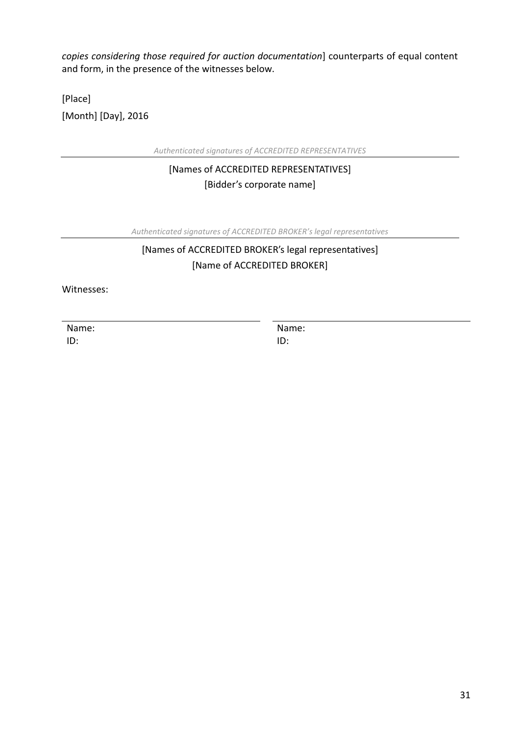*copies considering those required for auction documentation*] counterparts of equal content and form, in the presence of the witnesses below.

[Place]

[Month] [Day], 2016

*Authenticated signatures of ACCREDITED REPRESENTATIVES*

[Names of ACCREDITED REPRESENTATIVES]
[Bidder's corporate name]

*Authenticated signatures of ACCREDITED BROKER's legal representatives*

[Names of ACCREDITED BROKER's legal representatives]
[Name of ACCREDITED BROKER]

Witnesses:

Name:
ID:

Name:
ID: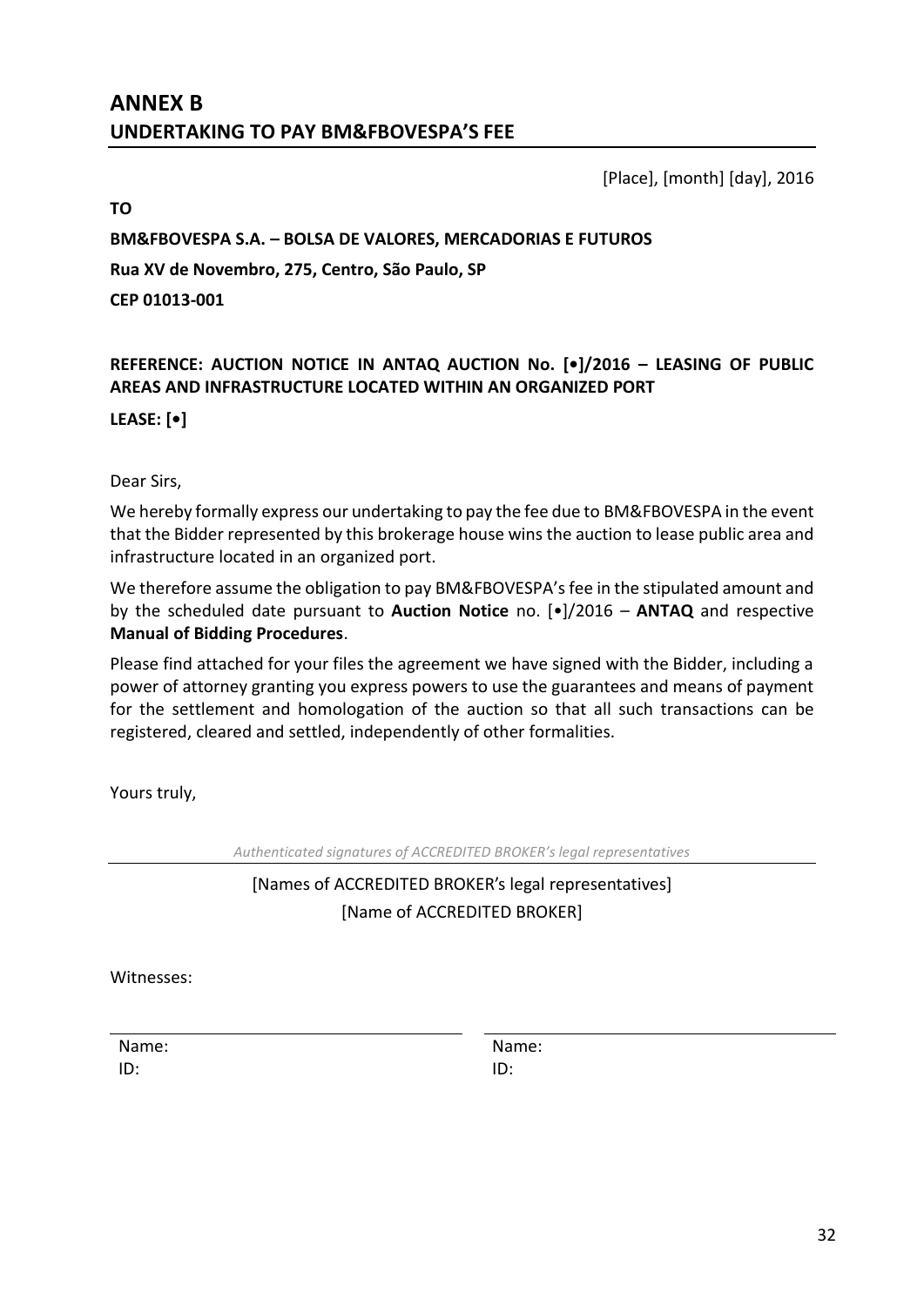# ANNEX B
## UNDERTAKING TO PAY BM&FBOVESPA'S FEE

[Place], [month] [day], 2016

**TO**

**BM&FBOVESPA S.A. – BOLSA DE VALORES, MERCADORIAS E FUTUROS**

**Rua XV de Novembro, 275, Centro, São Paulo, SP**

**CEP 01013-001**

**REFERENCE: AUCTION NOTICE IN ANTAQ AUCTION No. [•]/2016 – LEASING OF PUBLIC AREAS AND INFRASTRUCTURE LOCATED WITHIN AN ORGANIZED PORT**

**LEASE: [•]**

Dear Sirs,

We hereby formally express our undertaking to pay the fee due to BM&FBOVESPA in the event that the Bidder represented by this brokerage house wins the auction to lease public area and infrastructure located in an organized port.

We therefore assume the obligation to pay BM&FBOVESPA's fee in the stipulated amount and by the scheduled date pursuant to **Auction Notice** no. [•]/2016 – **ANTAQ** and respective **Manual of Bidding Procedures**.

Please find attached for your files the agreement we have signed with the Bidder, including a power of attorney granting you express powers to use the guarantees and means of payment for the settlement and homologation of the auction so that all such transactions can be registered, cleared and settled, independently of other formalities.

Yours truly,

*Authenticated signatures of ACCREDITED BROKER's legal representatives*

[Names of ACCREDITED BROKER's legal representatives]
[Name of ACCREDITED BROKER]

Witnesses:

Name:
ID:

Name:
ID: